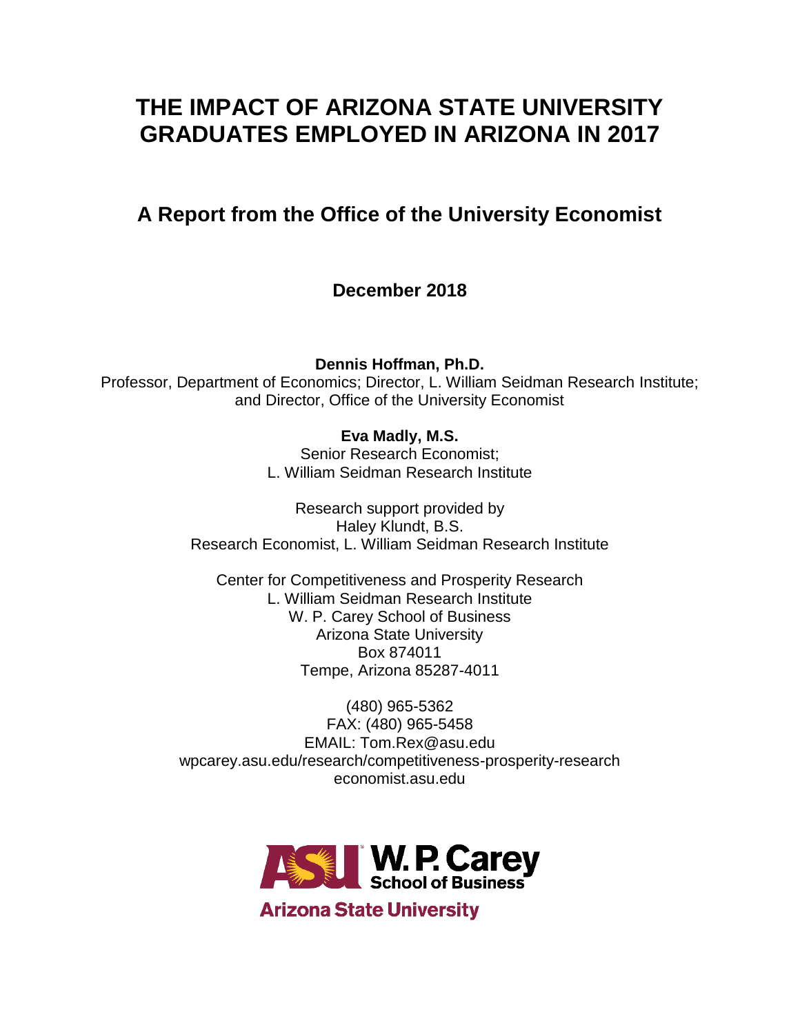# THE IMPACT OF ARIZONA STATE UNIVERSITY GRADUATES EMPLOYED IN ARIZONA IN 2017

## A Report from the Office of the University Economist

**December 2018**

**Dennis Hoffman, Ph.D.**
Professor, Department of Economics; Director, L. William Seidman Research Institute; and Director, Office of the University Economist

**Eva Madly, M.S.**
Senior Research Economist;
L. William Seidman Research Institute

Research support provided by
Haley Klundt, B.S.
Research Economist, L. William Seidman Research Institute

Center for Competitiveness and Prosperity Research
L. William Seidman Research Institute
W. P. Carey School of Business
Arizona State University
Box 874011
Tempe, Arizona 85287-4011

(480) 965-5362
FAX: (480) 965-5458
EMAIL: Tom.Rex@asu.edu
wpcarey.asu.edu/research/competitiveness-prosperity-research
economist.asu.edu

ASU W. P. Carey School of Business
Arizona State University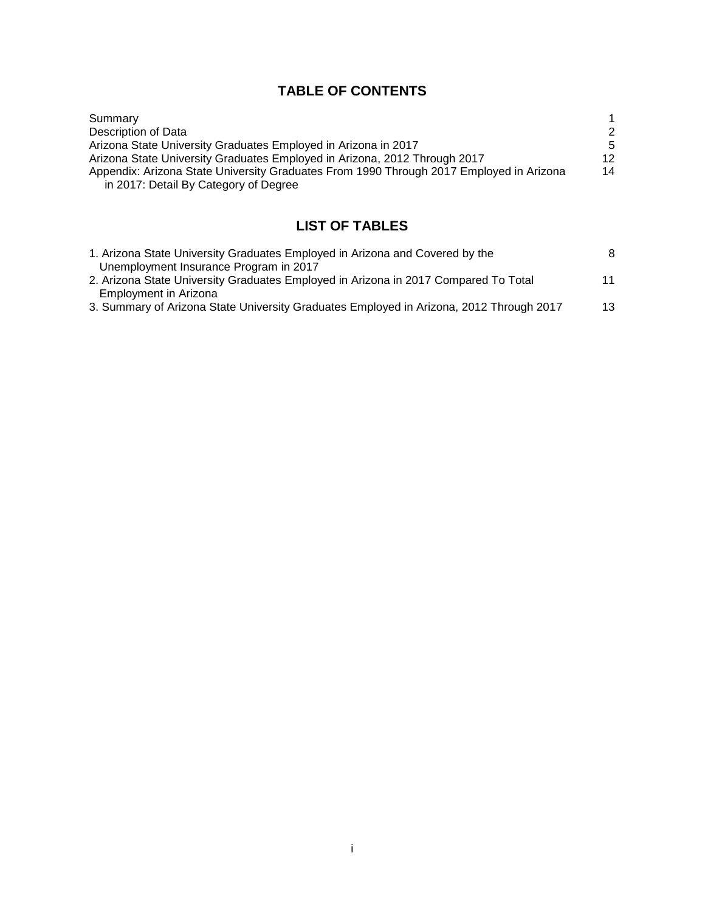## TABLE OF CONTENTS

| | |
|---|---|
| Summary | 1 |
| Description of Data | 2 |
| Arizona State University Graduates Employed in Arizona in 2017 | 5 |
| Arizona State University Graduates Employed in Arizona, 2012 Through 2017 | 12 |
| Appendix: Arizona State University Graduates From 1990 Through 2017 Employed in Arizona in 2017: Detail By Category of Degree | 14 |

## LIST OF TABLES

| | |
|---|---|
| 1. Arizona State University Graduates Employed in Arizona and Covered by the Unemployment Insurance Program in 2017 | 8 |
| 2. Arizona State University Graduates Employed in Arizona in 2017 Compared To Total Employment in Arizona | 11 |
| 3. Summary of Arizona State University Graduates Employed in Arizona, 2012 Through 2017 | 13 |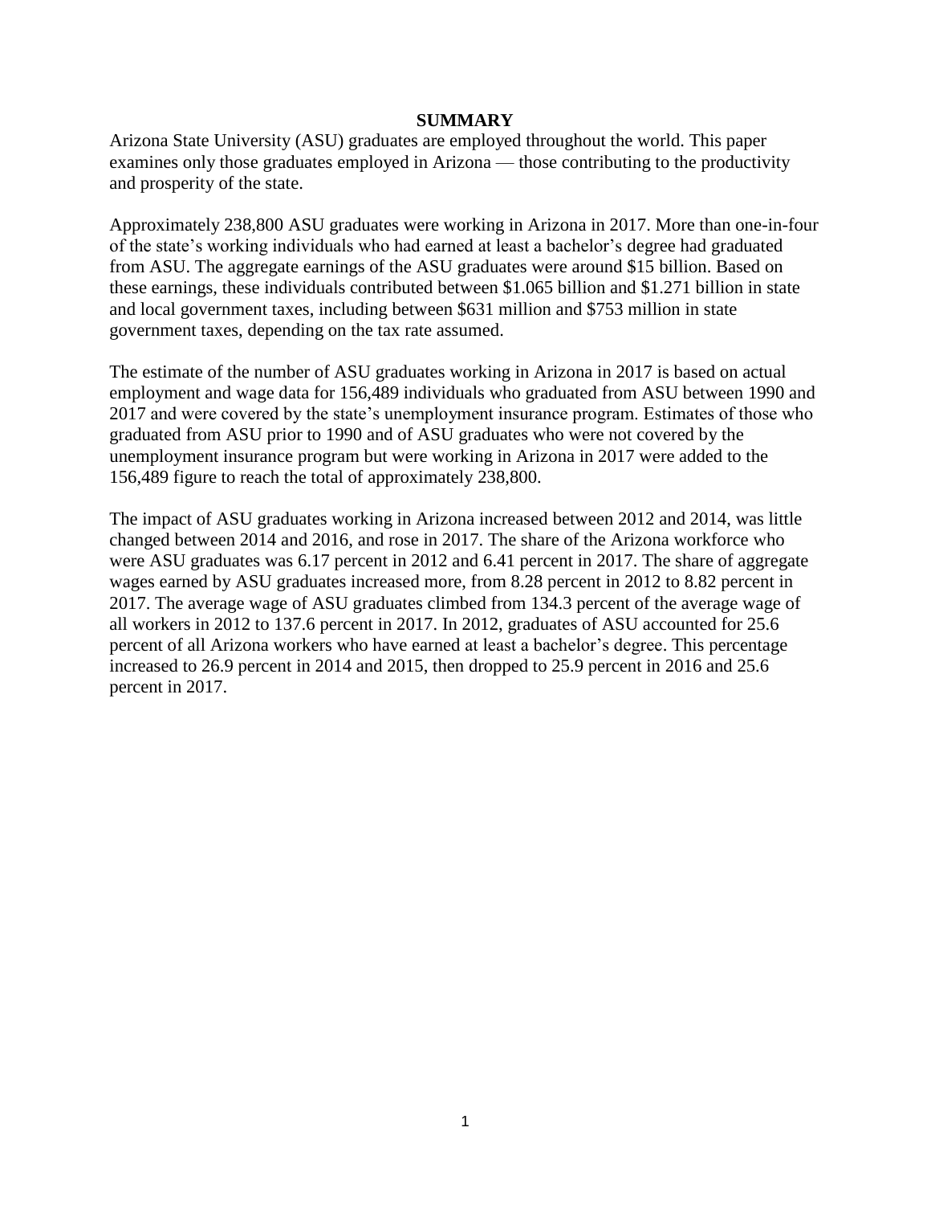## SUMMARY

Arizona State University (ASU) graduates are employed throughout the world. This paper examines only those graduates employed in Arizona — those contributing to the productivity and prosperity of the state.

Approximately 238,800 ASU graduates were working in Arizona in 2017. More than one-in-four of the state's working individuals who had earned at least a bachelor's degree had graduated from ASU. The aggregate earnings of the ASU graduates were around $15 billion. Based on these earnings, these individuals contributed between $1.065 billion and $1.271 billion in state and local government taxes, including between $631 million and $753 million in state government taxes, depending on the tax rate assumed.

The estimate of the number of ASU graduates working in Arizona in 2017 is based on actual employment and wage data for 156,489 individuals who graduated from ASU between 1990 and 2017 and were covered by the state's unemployment insurance program. Estimates of those who graduated from ASU prior to 1990 and of ASU graduates who were not covered by the unemployment insurance program but were working in Arizona in 2017 were added to the 156,489 figure to reach the total of approximately 238,800.

The impact of ASU graduates working in Arizona increased between 2012 and 2014, was little changed between 2014 and 2016, and rose in 2017. The share of the Arizona workforce who were ASU graduates was 6.17 percent in 2012 and 6.41 percent in 2017. The share of aggregate wages earned by ASU graduates increased more, from 8.28 percent in 2012 to 8.82 percent in 2017. The average wage of ASU graduates climbed from 134.3 percent of the average wage of all workers in 2012 to 137.6 percent in 2017. In 2012, graduates of ASU accounted for 25.6 percent of all Arizona workers who have earned at least a bachelor's degree. This percentage increased to 26.9 percent in 2014 and 2015, then dropped to 25.9 percent in 2016 and 25.6 percent in 2017.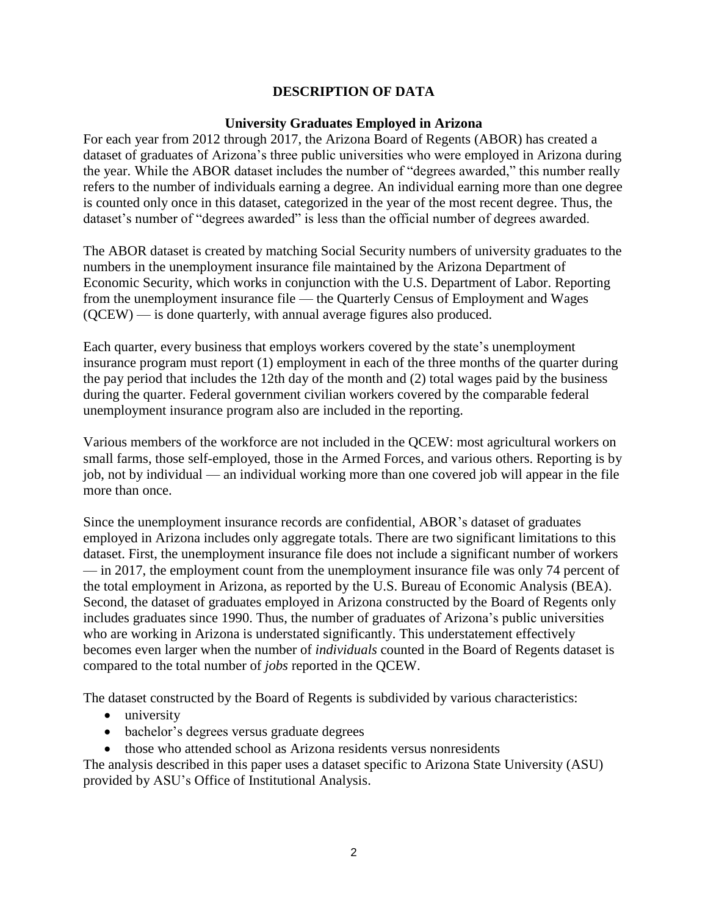## DESCRIPTION OF DATA

### University Graduates Employed in Arizona

For each year from 2012 through 2017, the Arizona Board of Regents (ABOR) has created a dataset of graduates of Arizona's three public universities who were employed in Arizona during the year. While the ABOR dataset includes the number of "degrees awarded," this number really refers to the number of individuals earning a degree. An individual earning more than one degree is counted only once in this dataset, categorized in the year of the most recent degree. Thus, the dataset's number of "degrees awarded" is less than the official number of degrees awarded.

The ABOR dataset is created by matching Social Security numbers of university graduates to the numbers in the unemployment insurance file maintained by the Arizona Department of Economic Security, which works in conjunction with the U.S. Department of Labor. Reporting from the unemployment insurance file — the Quarterly Census of Employment and Wages (QCEW) — is done quarterly, with annual average figures also produced.

Each quarter, every business that employs workers covered by the state's unemployment insurance program must report (1) employment in each of the three months of the quarter during the pay period that includes the 12th day of the month and (2) total wages paid by the business during the quarter. Federal government civilian workers covered by the comparable federal unemployment insurance program also are included in the reporting.

Various members of the workforce are not included in the QCEW: most agricultural workers on small farms, those self-employed, those in the Armed Forces, and various others. Reporting is by job, not by individual — an individual working more than one covered job will appear in the file more than once.

Since the unemployment insurance records are confidential, ABOR's dataset of graduates employed in Arizona includes only aggregate totals. There are two significant limitations to this dataset. First, the unemployment insurance file does not include a significant number of workers — in 2017, the employment count from the unemployment insurance file was only 74 percent of the total employment in Arizona, as reported by the U.S. Bureau of Economic Analysis (BEA). Second, the dataset of graduates employed in Arizona constructed by the Board of Regents only includes graduates since 1990. Thus, the number of graduates of Arizona's public universities who are working in Arizona is understated significantly. This understatement effectively becomes even larger when the number of *individuals* counted in the Board of Regents dataset is compared to the total number of *jobs* reported in the QCEW.

The dataset constructed by the Board of Regents is subdivided by various characteristics:

- university
- bachelor's degrees versus graduate degrees
- those who attended school as Arizona residents versus nonresidents

The analysis described in this paper uses a dataset specific to Arizona State University (ASU) provided by ASU's Office of Institutional Analysis.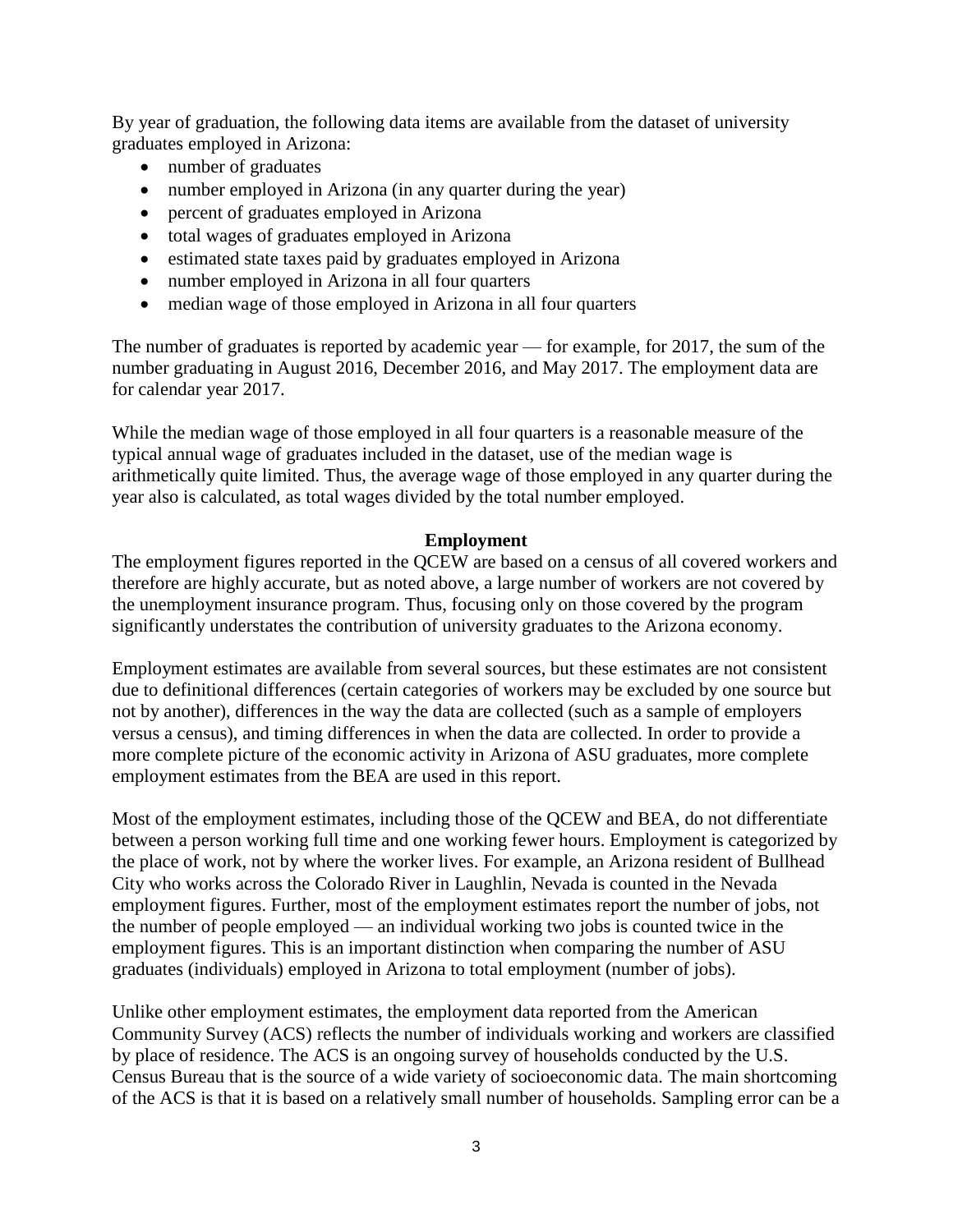By year of graduation, the following data items are available from the dataset of university graduates employed in Arizona:

- number of graduates
- number employed in Arizona (in any quarter during the year)
- percent of graduates employed in Arizona
- total wages of graduates employed in Arizona
- estimated state taxes paid by graduates employed in Arizona
- number employed in Arizona in all four quarters
- median wage of those employed in Arizona in all four quarters

The number of graduates is reported by academic year — for example, for 2017, the sum of the number graduating in August 2016, December 2016, and May 2017. The employment data are for calendar year 2017.

While the median wage of those employed in all four quarters is a reasonable measure of the typical annual wage of graduates included in the dataset, use of the median wage is arithmetically quite limited. Thus, the average wage of those employed in any quarter during the year also is calculated, as total wages divided by the total number employed.

## Employment

The employment figures reported in the QCEW are based on a census of all covered workers and therefore are highly accurate, but as noted above, a large number of workers are not covered by the unemployment insurance program. Thus, focusing only on those covered by the program significantly understates the contribution of university graduates to the Arizona economy.

Employment estimates are available from several sources, but these estimates are not consistent due to definitional differences (certain categories of workers may be excluded by one source but not by another), differences in the way the data are collected (such as a sample of employers versus a census), and timing differences in when the data are collected. In order to provide a more complete picture of the economic activity in Arizona of ASU graduates, more complete employment estimates from the BEA are used in this report.

Most of the employment estimates, including those of the QCEW and BEA, do not differentiate between a person working full time and one working fewer hours. Employment is categorized by the place of work, not by where the worker lives. For example, an Arizona resident of Bullhead City who works across the Colorado River in Laughlin, Nevada is counted in the Nevada employment figures. Further, most of the employment estimates report the number of jobs, not the number of people employed — an individual working two jobs is counted twice in the employment figures. This is an important distinction when comparing the number of ASU graduates (individuals) employed in Arizona to total employment (number of jobs).

Unlike other employment estimates, the employment data reported from the American Community Survey (ACS) reflects the number of individuals working and workers are classified by place of residence. The ACS is an ongoing survey of households conducted by the U.S. Census Bureau that is the source of a wide variety of socioeconomic data. The main shortcoming of the ACS is that it is based on a relatively small number of households. Sampling error can be a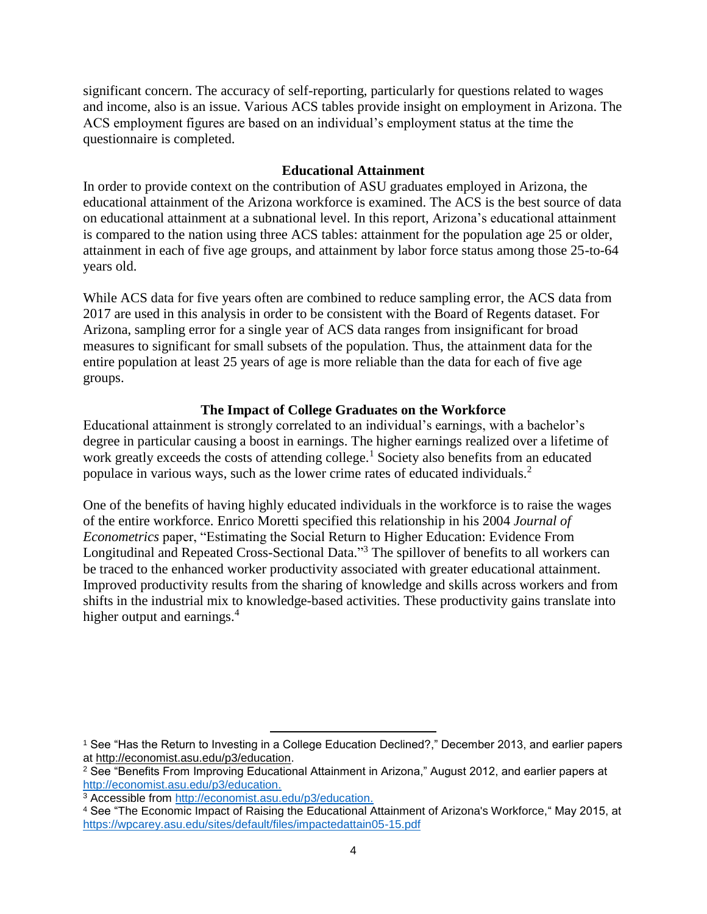significant concern. The accuracy of self-reporting, particularly for questions related to wages and income, also is an issue. Various ACS tables provide insight on employment in Arizona. The ACS employment figures are based on an individual's employment status at the time the questionnaire is completed.

## Educational Attainment

In order to provide context on the contribution of ASU graduates employed in Arizona, the educational attainment of the Arizona workforce is examined. The ACS is the best source of data on educational attainment at a subnational level. In this report, Arizona's educational attainment is compared to the nation using three ACS tables: attainment for the population age 25 or older, attainment in each of five age groups, and attainment by labor force status among those 25-to-64 years old.

While ACS data for five years often are combined to reduce sampling error, the ACS data from 2017 are used in this analysis in order to be consistent with the Board of Regents dataset. For Arizona, sampling error for a single year of ACS data ranges from insignificant for broad measures to significant for small subsets of the population. Thus, the attainment data for the entire population at least 25 years of age is more reliable than the data for each of five age groups.

## The Impact of College Graduates on the Workforce

Educational attainment is strongly correlated to an individual's earnings, with a bachelor's degree in particular causing a boost in earnings. The higher earnings realized over a lifetime of work greatly exceeds the costs of attending college.[1] Society also benefits from an educated populace in various ways, such as the lower crime rates of educated individuals.[2]

One of the benefits of having highly educated individuals in the workforce is to raise the wages of the entire workforce. Enrico Moretti specified this relationship in his 2004 *Journal of Econometrics* paper, "Estimating the Social Return to Higher Education: Evidence From Longitudinal and Repeated Cross-Sectional Data."[3] The spillover of benefits to all workers can be traced to the enhanced worker productivity associated with greater educational attainment. Improved productivity results from the sharing of knowledge and skills across workers and from shifts in the industrial mix to knowledge-based activities. These productivity gains translate into higher output and earnings.[4]

---

[1] See "Has the Return to Investing in a College Education Declined?," December 2013, and earlier papers at http://economist.asu.edu/p3/education.

[2] See "Benefits From Improving Educational Attainment in Arizona," August 2012, and earlier papers at http://economist.asu.edu/p3/education.

[3] Accessible from http://economist.asu.edu/p3/education.

[4] See "The Economic Impact of Raising the Educational Attainment of Arizona's Workforce," May 2015, at https://wpcarey.asu.edu/sites/default/files/impactedattain05-15.pdf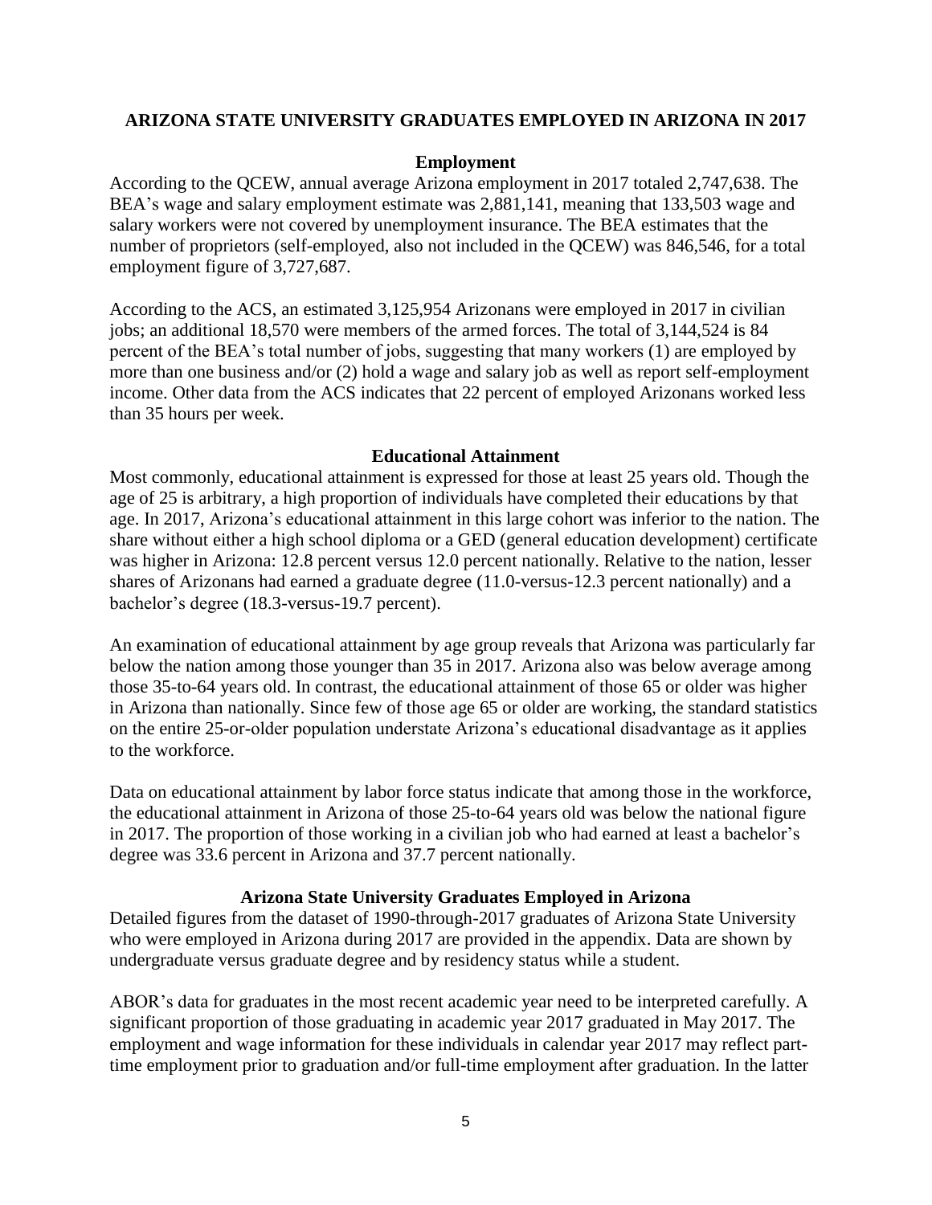## ARIZONA STATE UNIVERSITY GRADUATES EMPLOYED IN ARIZONA IN 2017

### Employment

According to the QCEW, annual average Arizona employment in 2017 totaled 2,747,638. The BEA's wage and salary employment estimate was 2,881,141, meaning that 133,503 wage and salary workers were not covered by unemployment insurance. The BEA estimates that the number of proprietors (self-employed, also not included in the QCEW) was 846,546, for a total employment figure of 3,727,687.

According to the ACS, an estimated 3,125,954 Arizonans were employed in 2017 in civilian jobs; an additional 18,570 were members of the armed forces. The total of 3,144,524 is 84 percent of the BEA's total number of jobs, suggesting that many workers (1) are employed by more than one business and/or (2) hold a wage and salary job as well as report self-employment income. Other data from the ACS indicates that 22 percent of employed Arizonans worked less than 35 hours per week.

### Educational Attainment

Most commonly, educational attainment is expressed for those at least 25 years old. Though the age of 25 is arbitrary, a high proportion of individuals have completed their educations by that age. In 2017, Arizona's educational attainment in this large cohort was inferior to the nation. The share without either a high school diploma or a GED (general education development) certificate was higher in Arizona: 12.8 percent versus 12.0 percent nationally. Relative to the nation, lesser shares of Arizonans had earned a graduate degree (11.0-versus-12.3 percent nationally) and a bachelor's degree (18.3-versus-19.7 percent).

An examination of educational attainment by age group reveals that Arizona was particularly far below the nation among those younger than 35 in 2017. Arizona also was below average among those 35-to-64 years old. In contrast, the educational attainment of those 65 or older was higher in Arizona than nationally. Since few of those age 65 or older are working, the standard statistics on the entire 25-or-older population understate Arizona's educational disadvantage as it applies to the workforce.

Data on educational attainment by labor force status indicate that among those in the workforce, the educational attainment in Arizona of those 25-to-64 years old was below the national figure in 2017. The proportion of those working in a civilian job who had earned at least a bachelor's degree was 33.6 percent in Arizona and 37.7 percent nationally.

### Arizona State University Graduates Employed in Arizona

Detailed figures from the dataset of 1990-through-2017 graduates of Arizona State University who were employed in Arizona during 2017 are provided in the appendix. Data are shown by undergraduate versus graduate degree and by residency status while a student.

ABOR's data for graduates in the most recent academic year need to be interpreted carefully. A significant proportion of those graduating in academic year 2017 graduated in May 2017. The employment and wage information for these individuals in calendar year 2017 may reflect part-time employment prior to graduation and/or full-time employment after graduation. In the latter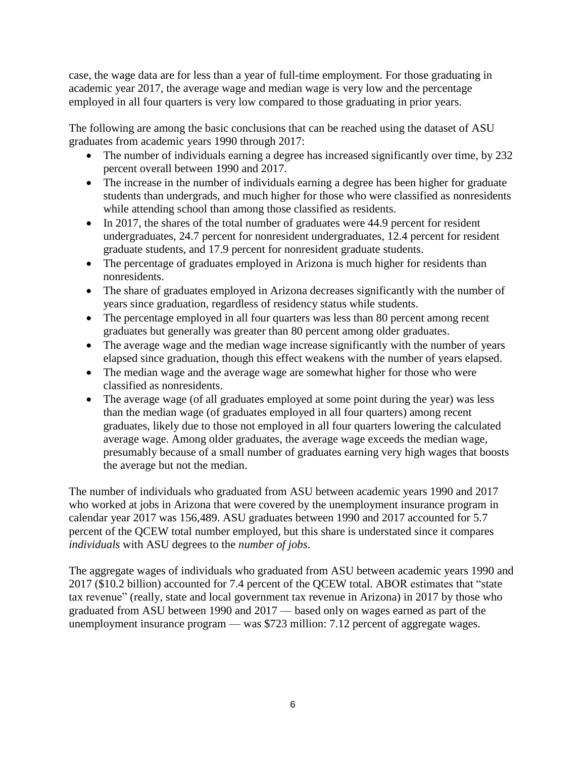case, the wage data are for less than a year of full-time employment. For those graduating in academic year 2017, the average wage and median wage is very low and the percentage employed in all four quarters is very low compared to those graduating in prior years.

The following are among the basic conclusions that can be reached using the dataset of ASU graduates from academic years 1990 through 2017:

- The number of individuals earning a degree has increased significantly over time, by 232 percent overall between 1990 and 2017.
- The increase in the number of individuals earning a degree has been higher for graduate students than undergrads, and much higher for those who were classified as nonresidents while attending school than among those classified as residents.
- In 2017, the shares of the total number of graduates were 44.9 percent for resident undergraduates, 24.7 percent for nonresident undergraduates, 12.4 percent for resident graduate students, and 17.9 percent for nonresident graduate students.
- The percentage of graduates employed in Arizona is much higher for residents than nonresidents.
- The share of graduates employed in Arizona decreases significantly with the number of years since graduation, regardless of residency status while students.
- The percentage employed in all four quarters was less than 80 percent among recent graduates but generally was greater than 80 percent among older graduates.
- The average wage and the median wage increase significantly with the number of years elapsed since graduation, though this effect weakens with the number of years elapsed.
- The median wage and the average wage are somewhat higher for those who were classified as nonresidents.
- The average wage (of all graduates employed at some point during the year) was less than the median wage (of graduates employed in all four quarters) among recent graduates, likely due to those not employed in all four quarters lowering the calculated average wage. Among older graduates, the average wage exceeds the median wage, presumably because of a small number of graduates earning very high wages that boosts the average but not the median.

The number of individuals who graduated from ASU between academic years 1990 and 2017 who worked at jobs in Arizona that were covered by the unemployment insurance program in calendar year 2017 was 156,489. ASU graduates between 1990 and 2017 accounted for 5.7 percent of the QCEW total number employed, but this share is understated since it compares *individuals* with ASU degrees to the *number of jobs*.

The aggregate wages of individuals who graduated from ASU between academic years 1990 and 2017 ($10.2 billion) accounted for 7.4 percent of the QCEW total. ABOR estimates that "state tax revenue" (really, state and local government tax revenue in Arizona) in 2017 by those who graduated from ASU between 1990 and 2017 — based only on wages earned as part of the unemployment insurance program — was $723 million: 7.12 percent of aggregate wages.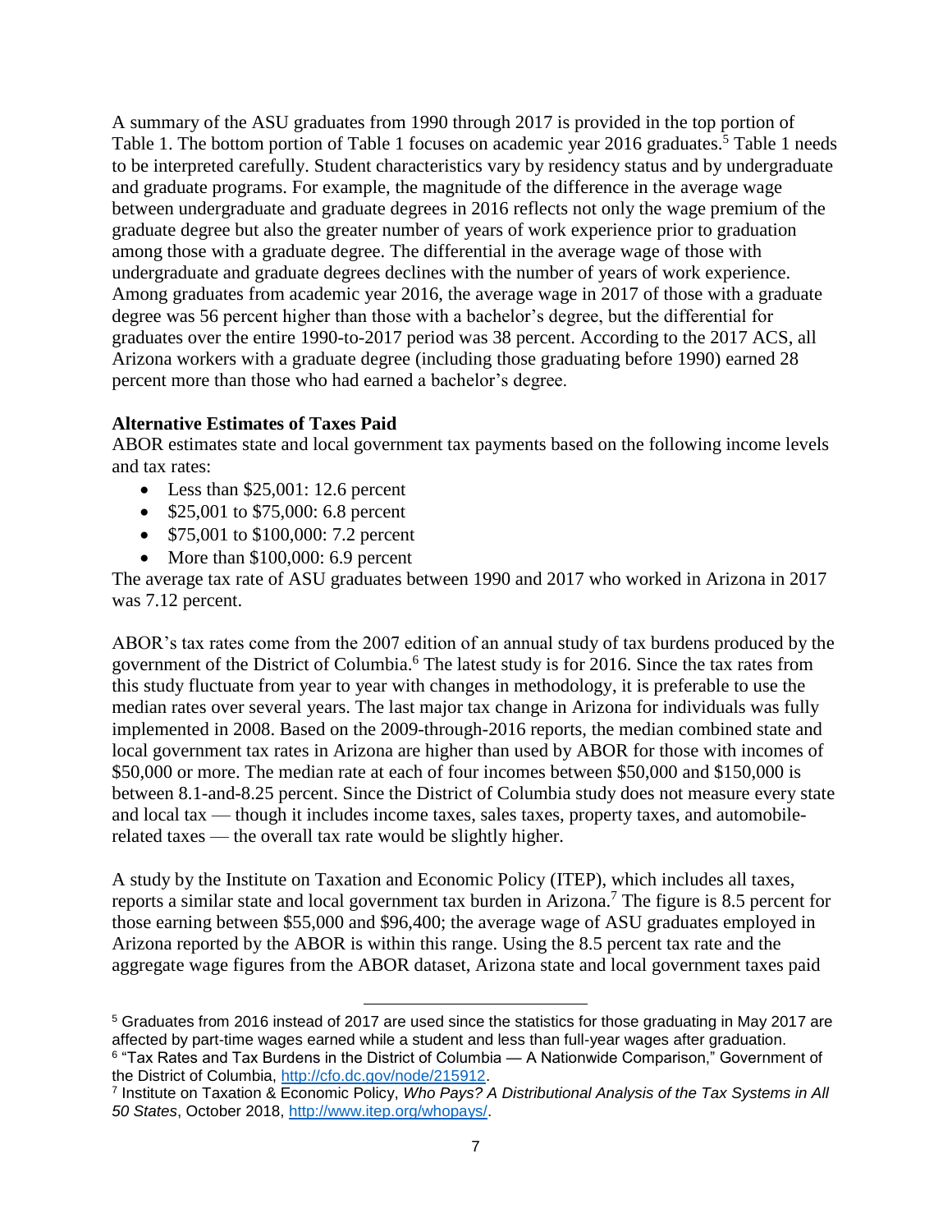A summary of the ASU graduates from 1990 through 2017 is provided in the top portion of Table 1. The bottom portion of Table 1 focuses on academic year 2016 graduates.[5] Table 1 needs to be interpreted carefully. Student characteristics vary by residency status and by undergraduate and graduate programs. For example, the magnitude of the difference in the average wage between undergraduate and graduate degrees in 2016 reflects not only the wage premium of the graduate degree but also the greater number of years of work experience prior to graduation among those with a graduate degree. The differential in the average wage of those with undergraduate and graduate degrees declines with the number of years of work experience. Among graduates from academic year 2016, the average wage in 2017 of those with a graduate degree was 56 percent higher than those with a bachelor's degree, but the differential for graduates over the entire 1990-to-2017 period was 38 percent. According to the 2017 ACS, all Arizona workers with a graduate degree (including those graduating before 1990) earned 28 percent more than those who had earned a bachelor's degree.

**Alternative Estimates of Taxes Paid**

ABOR estimates state and local government tax payments based on the following income levels and tax rates:

- Less than $25,001: 12.6 percent
- $25,001 to $75,000: 6.8 percent
- $75,001 to $100,000: 7.2 percent
- More than $100,000: 6.9 percent

The average tax rate of ASU graduates between 1990 and 2017 who worked in Arizona in 2017 was 7.12 percent.

ABOR's tax rates come from the 2007 edition of an annual study of tax burdens produced by the government of the District of Columbia.[6] The latest study is for 2016. Since the tax rates from this study fluctuate from year to year with changes in methodology, it is preferable to use the median rates over several years. The last major tax change in Arizona for individuals was fully implemented in 2008. Based on the 2009-through-2016 reports, the median combined state and local government tax rates in Arizona are higher than used by ABOR for those with incomes of $50,000 or more. The median rate at each of four incomes between $50,000 and $150,000 is between 8.1-and-8.25 percent. Since the District of Columbia study does not measure every state and local tax — though it includes income taxes, sales taxes, property taxes, and automobile-related taxes — the overall tax rate would be slightly higher.

A study by the Institute on Taxation and Economic Policy (ITEP), which includes all taxes, reports a similar state and local government tax burden in Arizona.[7] The figure is 8.5 percent for those earning between $55,000 and $96,400; the average wage of ASU graduates employed in Arizona reported by the ABOR is within this range. Using the 8.5 percent tax rate and the aggregate wage figures from the ABOR dataset, Arizona state and local government taxes paid

---

[5] Graduates from 2016 instead of 2017 are used since the statistics for those graduating in May 2017 are affected by part-time wages earned while a student and less than full-year wages after graduation.

[6] "Tax Rates and Tax Burdens in the District of Columbia — A Nationwide Comparison," Government of the District of Columbia, http://cfo.dc.gov/node/215912.

[7] Institute on Taxation & Economic Policy, *Who Pays? A Distributional Analysis of the Tax Systems in All 50 States*, October 2018, http://www.itep.org/whopays/.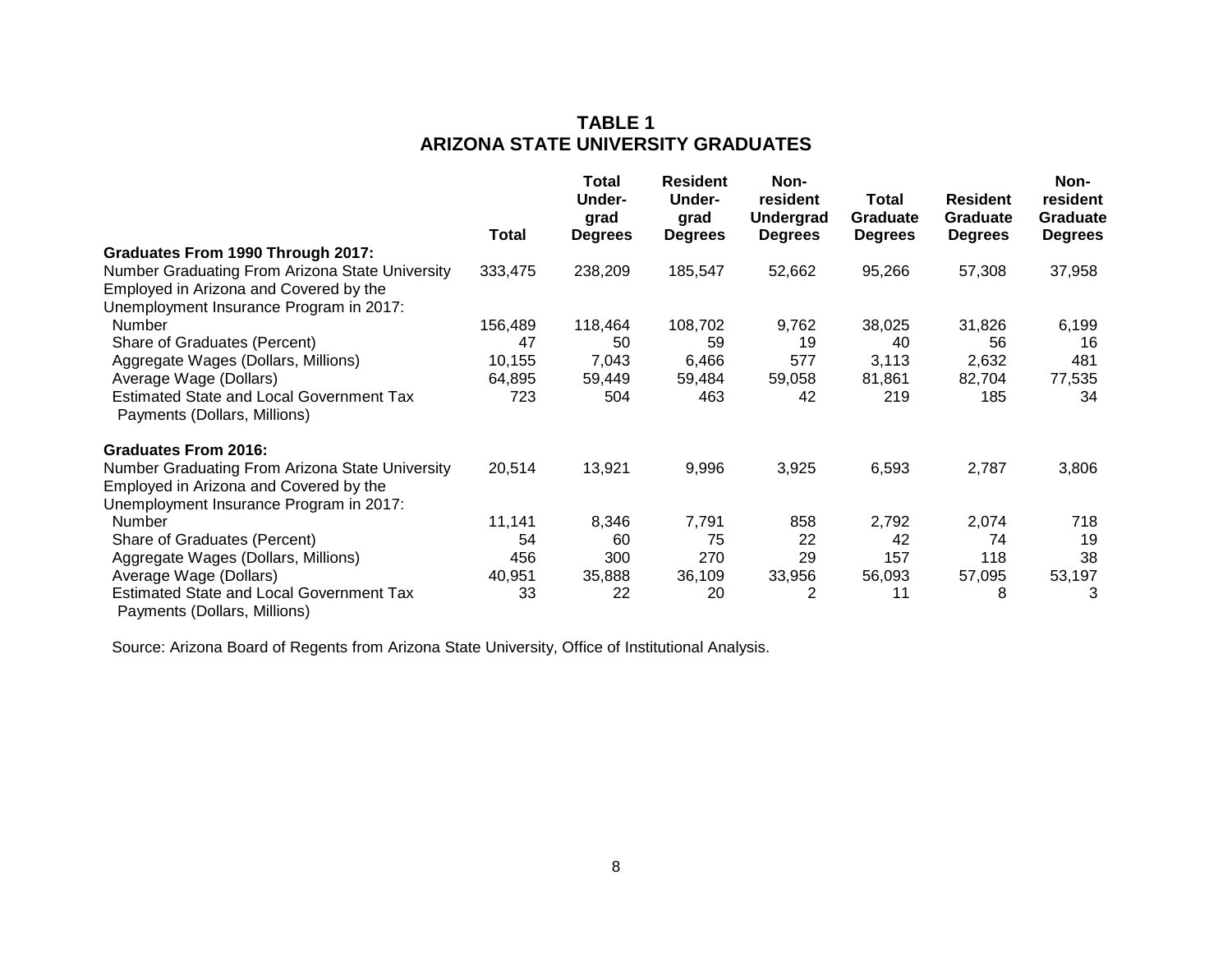# TABLE 1
## ARIZONA STATE UNIVERSITY GRADUATES

| | Total | Total Under-grad Degrees | Resident Under-grad Degrees | Non-resident Undergrad Degrees | Total Graduate Degrees | Resident Graduate Degrees | Non-resident Graduate Degrees |
|---|---|---|---|---|---|---|---|
| **Graduates From 1990 Through 2017:** | | | | | | | |
| Number Graduating From Arizona State University | 333,475 | 238,209 | 185,547 | 52,662 | 95,266 | 57,308 | 37,958 |
| Employed in Arizona and Covered by the Unemployment Insurance Program in 2017: | | | | | | | |
| Number | 156,489 | 118,464 | 108,702 | 9,762 | 38,025 | 31,826 | 6,199 |
| Share of Graduates (Percent) | 47 | 50 | 59 | 19 | 40 | 56 | 16 |
| Aggregate Wages (Dollars, Millions) | 10,155 | 7,043 | 6,466 | 577 | 3,113 | 2,632 | 481 |
| Average Wage (Dollars) | 64,895 | 59,449 | 59,484 | 59,058 | 81,861 | 82,704 | 77,535 |
| Estimated State and Local Government Tax Payments (Dollars, Millions) | 723 | 504 | 463 | 42 | 219 | 185 | 34 |
| **Graduates From 2016:** | | | | | | | |
| Number Graduating From Arizona State University | 20,514 | 13,921 | 9,996 | 3,925 | 6,593 | 2,787 | 3,806 |
| Employed in Arizona and Covered by the Unemployment Insurance Program in 2017: | | | | | | | |
| Number | 11,141 | 8,346 | 7,791 | 858 | 2,792 | 2,074 | 718 |
| Share of Graduates (Percent) | 54 | 60 | 75 | 22 | 42 | 74 | 19 |
| Aggregate Wages (Dollars, Millions) | 456 | 300 | 270 | 29 | 157 | 118 | 38 |
| Average Wage (Dollars) | 40,951 | 35,888 | 36,109 | 33,956 | 56,093 | 57,095 | 53,197 |
| Estimated State and Local Government Tax Payments (Dollars, Millions) | 33 | 22 | 20 | 2 | 11 | 8 | 3 |

Source: Arizona Board of Regents from Arizona State University, Office of Institutional Analysis.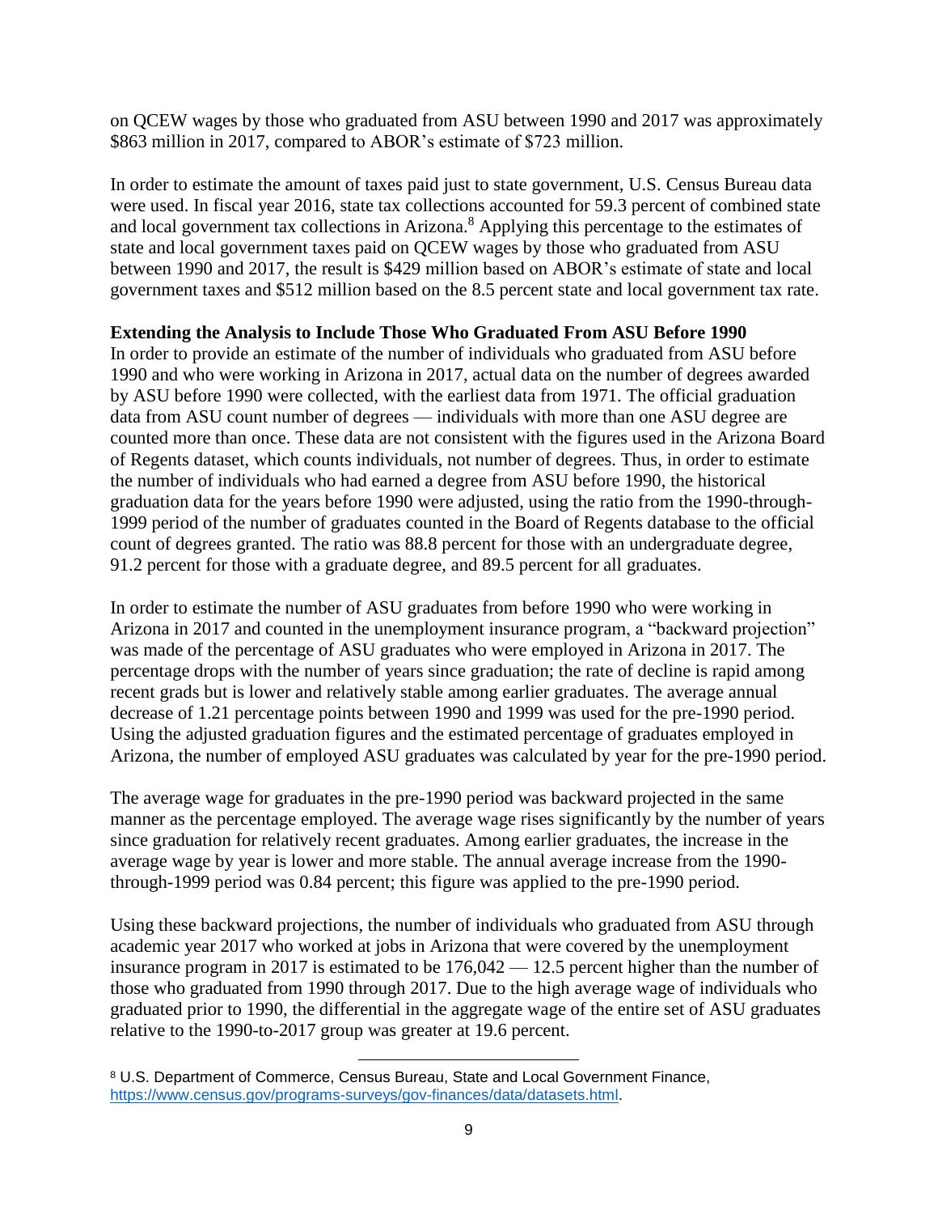on QCEW wages by those who graduated from ASU between 1990 and 2017 was approximately $863 million in 2017, compared to ABOR's estimate of $723 million.

In order to estimate the amount of taxes paid just to state government, U.S. Census Bureau data were used. In fiscal year 2016, state tax collections accounted for 59.3 percent of combined state and local government tax collections in Arizona.[8] Applying this percentage to the estimates of state and local government taxes paid on QCEW wages by those who graduated from ASU between 1990 and 2017, the result is $429 million based on ABOR's estimate of state and local government taxes and $512 million based on the 8.5 percent state and local government tax rate.

**Extending the Analysis to Include Those Who Graduated From ASU Before 1990**

In order to provide an estimate of the number of individuals who graduated from ASU before 1990 and who were working in Arizona in 2017, actual data on the number of degrees awarded by ASU before 1990 were collected, with the earliest data from 1971. The official graduation data from ASU count number of degrees — individuals with more than one ASU degree are counted more than once. These data are not consistent with the figures used in the Arizona Board of Regents dataset, which counts individuals, not number of degrees. Thus, in order to estimate the number of individuals who had earned a degree from ASU before 1990, the historical graduation data for the years before 1990 were adjusted, using the ratio from the 1990-through-1999 period of the number of graduates counted in the Board of Regents database to the official count of degrees granted. The ratio was 88.8 percent for those with an undergraduate degree, 91.2 percent for those with a graduate degree, and 89.5 percent for all graduates.

In order to estimate the number of ASU graduates from before 1990 who were working in Arizona in 2017 and counted in the unemployment insurance program, a "backward projection" was made of the percentage of ASU graduates who were employed in Arizona in 2017. The percentage drops with the number of years since graduation; the rate of decline is rapid among recent grads but is lower and relatively stable among earlier graduates. The average annual decrease of 1.21 percentage points between 1990 and 1999 was used for the pre-1990 period. Using the adjusted graduation figures and the estimated percentage of graduates employed in Arizona, the number of employed ASU graduates was calculated by year for the pre-1990 period.

The average wage for graduates in the pre-1990 period was backward projected in the same manner as the percentage employed. The average wage rises significantly by the number of years since graduation for relatively recent graduates. Among earlier graduates, the increase in the average wage by year is lower and more stable. The annual average increase from the 1990-through-1999 period was 0.84 percent; this figure was applied to the pre-1990 period.

Using these backward projections, the number of individuals who graduated from ASU through academic year 2017 who worked at jobs in Arizona that were covered by the unemployment insurance program in 2017 is estimated to be 176,042 — 12.5 percent higher than the number of those who graduated from 1990 through 2017. Due to the high average wage of individuals who graduated prior to 1990, the differential in the aggregate wage of the entire set of ASU graduates relative to the 1990-to-2017 group was greater at 19.6 percent.

---

[8] U.S. Department of Commerce, Census Bureau, State and Local Government Finance, https://www.census.gov/programs-surveys/gov-finances/data/datasets.html.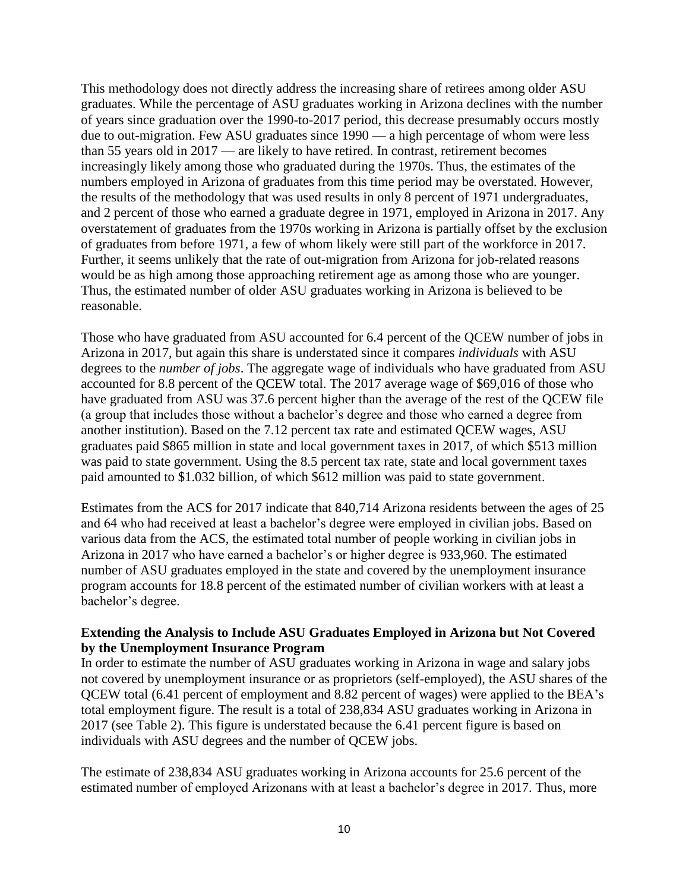This methodology does not directly address the increasing share of retirees among older ASU graduates. While the percentage of ASU graduates working in Arizona declines with the number of years since graduation over the 1990-to-2017 period, this decrease presumably occurs mostly due to out-migration. Few ASU graduates since 1990 — a high percentage of whom were less than 55 years old in 2017 — are likely to have retired. In contrast, retirement becomes increasingly likely among those who graduated during the 1970s. Thus, the estimates of the numbers employed in Arizona of graduates from this time period may be overstated. However, the results of the methodology that was used results in only 8 percent of 1971 undergraduates, and 2 percent of those who earned a graduate degree in 1971, employed in Arizona in 2017. Any overstatement of graduates from the 1970s working in Arizona is partially offset by the exclusion of graduates from before 1971, a few of whom likely were still part of the workforce in 2017. Further, it seems unlikely that the rate of out-migration from Arizona for job-related reasons would be as high among those approaching retirement age as among those who are younger. Thus, the estimated number of older ASU graduates working in Arizona is believed to be reasonable.

Those who have graduated from ASU accounted for 6.4 percent of the QCEW number of jobs in Arizona in 2017, but again this share is understated since it compares *individuals* with ASU degrees to the *number of jobs*. The aggregate wage of individuals who have graduated from ASU accounted for 8.8 percent of the QCEW total. The 2017 average wage of $69,016 of those who have graduated from ASU was 37.6 percent higher than the average of the rest of the QCEW file (a group that includes those without a bachelor's degree and those who earned a degree from another institution). Based on the 7.12 percent tax rate and estimated QCEW wages, ASU graduates paid $865 million in state and local government taxes in 2017, of which $513 million was paid to state government. Using the 8.5 percent tax rate, state and local government taxes paid amounted to $1.032 billion, of which $612 million was paid to state government.

Estimates from the ACS for 2017 indicate that 840,714 Arizona residents between the ages of 25 and 64 who had received at least a bachelor's degree were employed in civilian jobs. Based on various data from the ACS, the estimated total number of people working in civilian jobs in Arizona in 2017 who have earned a bachelor's or higher degree is 933,960. The estimated number of ASU graduates employed in the state and covered by the unemployment insurance program accounts for 18.8 percent of the estimated number of civilian workers with at least a bachelor's degree.

**Extending the Analysis to Include ASU Graduates Employed in Arizona but Not Covered by the Unemployment Insurance Program**

In order to estimate the number of ASU graduates working in Arizona in wage and salary jobs not covered by unemployment insurance or as proprietors (self-employed), the ASU shares of the QCEW total (6.41 percent of employment and 8.82 percent of wages) were applied to the BEA's total employment figure. The result is a total of 238,834 ASU graduates working in Arizona in 2017 (see Table 2). This figure is understated because the 6.41 percent figure is based on individuals with ASU degrees and the number of QCEW jobs.

The estimate of 238,834 ASU graduates working in Arizona accounts for 25.6 percent of the estimated number of employed Arizonans with at least a bachelor's degree in 2017. Thus, more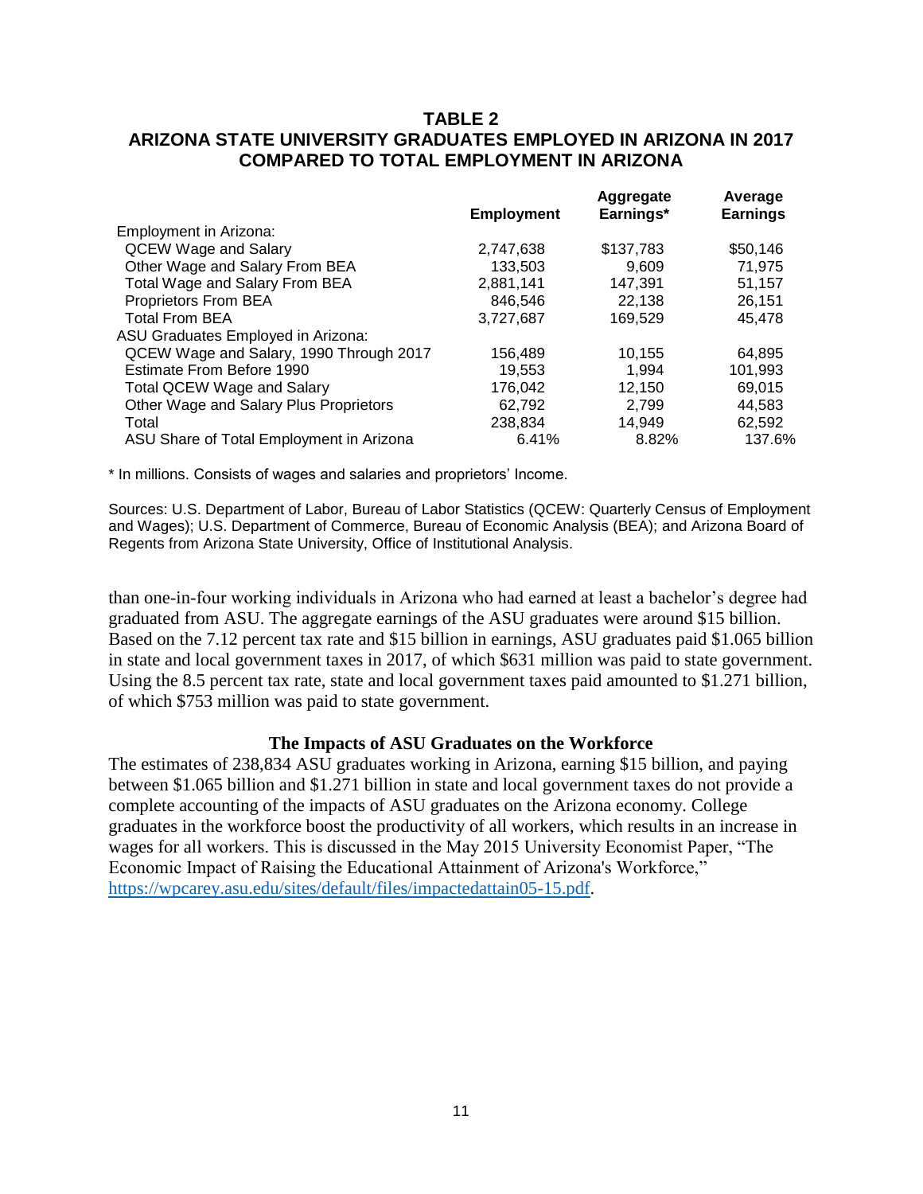## TABLE 2
## ARIZONA STATE UNIVERSITY GRADUATES EMPLOYED IN ARIZONA IN 2017 COMPARED TO TOTAL EMPLOYMENT IN ARIZONA

| | Employment | Aggregate Earnings* | Average Earnings |
|---|---|---|---|
| Employment in Arizona: | | | |
| QCEW Wage and Salary | 2,747,638 | $137,783 | $50,146 |
| Other Wage and Salary From BEA | 133,503 | 9,609 | 71,975 |
| Total Wage and Salary From BEA | 2,881,141 | 147,391 | 51,157 |
| Proprietors From BEA | 846,546 | 22,138 | 26,151 |
| Total From BEA | 3,727,687 | 169,529 | 45,478 |
| ASU Graduates Employed in Arizona: | | | |
| QCEW Wage and Salary, 1990 Through 2017 | 156,489 | 10,155 | 64,895 |
| Estimate From Before 1990 | 19,553 | 1,994 | 101,993 |
| Total QCEW Wage and Salary | 176,042 | 12,150 | 69,015 |
| Other Wage and Salary Plus Proprietors | 62,792 | 2,799 | 44,583 |
| Total | 238,834 | 14,949 | 62,592 |
| ASU Share of Total Employment in Arizona | 6.41% | 8.82% | 137.6% |

* In millions. Consists of wages and salaries and proprietors' Income.

Sources: U.S. Department of Labor, Bureau of Labor Statistics (QCEW: Quarterly Census of Employment and Wages); U.S. Department of Commerce, Bureau of Economic Analysis (BEA); and Arizona Board of Regents from Arizona State University, Office of Institutional Analysis.

than one-in-four working individuals in Arizona who had earned at least a bachelor's degree had graduated from ASU. The aggregate earnings of the ASU graduates were around $15 billion. Based on the 7.12 percent tax rate and $15 billion in earnings, ASU graduates paid $1.065 billion in state and local government taxes in 2017, of which $631 million was paid to state government. Using the 8.5 percent tax rate, state and local government taxes paid amounted to $1.271 billion, of which $753 million was paid to state government.

### The Impacts of ASU Graduates on the Workforce

The estimates of 238,834 ASU graduates working in Arizona, earning $15 billion, and paying between $1.065 billion and $1.271 billion in state and local government taxes do not provide a complete accounting of the impacts of ASU graduates on the Arizona economy. College graduates in the workforce boost the productivity of all workers, which results in an increase in wages for all workers. This is discussed in the May 2015 University Economist Paper, "The Economic Impact of Raising the Educational Attainment of Arizona's Workforce," https://wpcarey.asu.edu/sites/default/files/impactedattain05-15.pdf.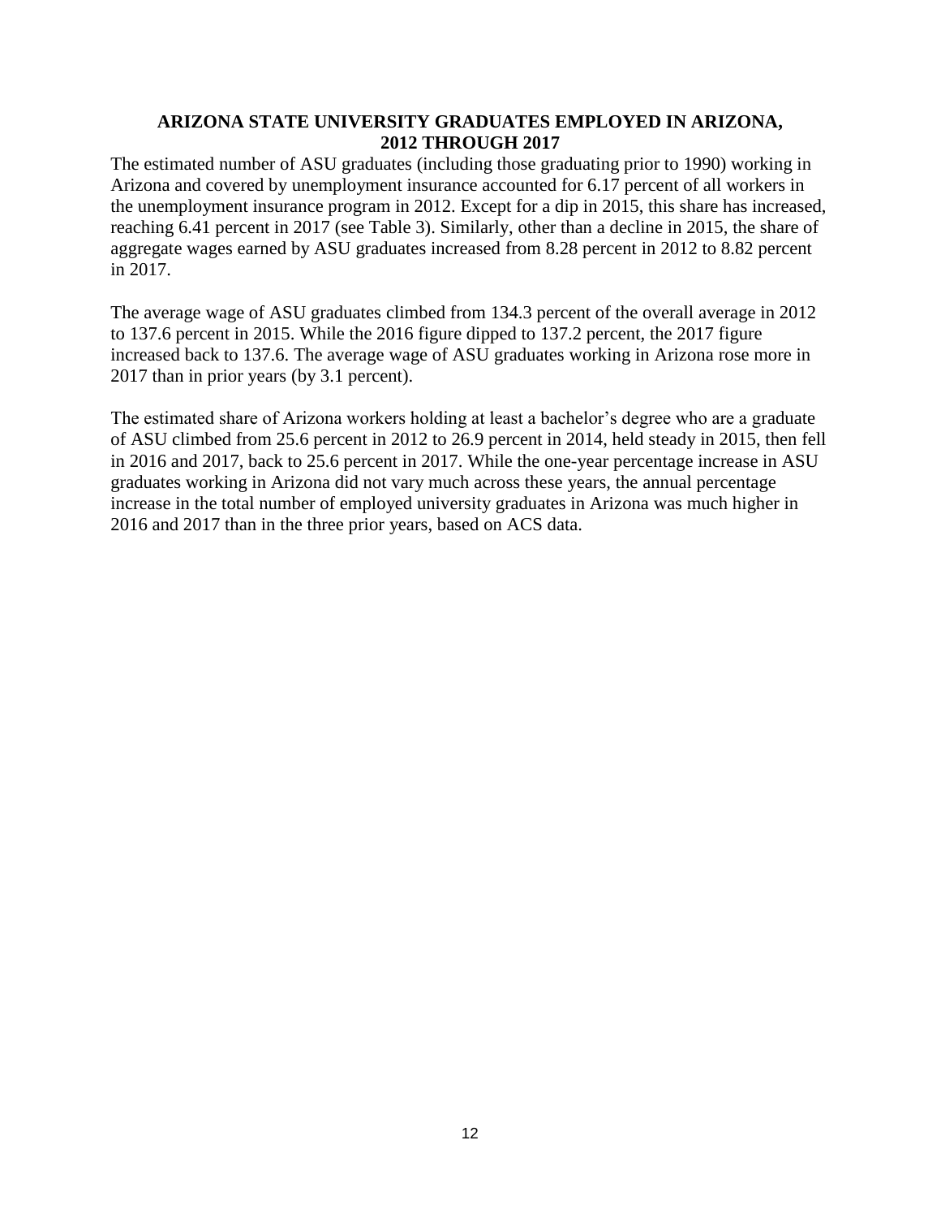## ARIZONA STATE UNIVERSITY GRADUATES EMPLOYED IN ARIZONA, 2012 THROUGH 2017

The estimated number of ASU graduates (including those graduating prior to 1990) working in Arizona and covered by unemployment insurance accounted for 6.17 percent of all workers in the unemployment insurance program in 2012. Except for a dip in 2015, this share has increased, reaching 6.41 percent in 2017 (see Table 3). Similarly, other than a decline in 2015, the share of aggregate wages earned by ASU graduates increased from 8.28 percent in 2012 to 8.82 percent in 2017.

The average wage of ASU graduates climbed from 134.3 percent of the overall average in 2012 to 137.6 percent in 2015. While the 2016 figure dipped to 137.2 percent, the 2017 figure increased back to 137.6. The average wage of ASU graduates working in Arizona rose more in 2017 than in prior years (by 3.1 percent).

The estimated share of Arizona workers holding at least a bachelor's degree who are a graduate of ASU climbed from 25.6 percent in 2012 to 26.9 percent in 2014, held steady in 2015, then fell in 2016 and 2017, back to 25.6 percent in 2017. While the one-year percentage increase in ASU graduates working in Arizona did not vary much across these years, the annual percentage increase in the total number of employed university graduates in Arizona was much higher in 2016 and 2017 than in the three prior years, based on ACS data.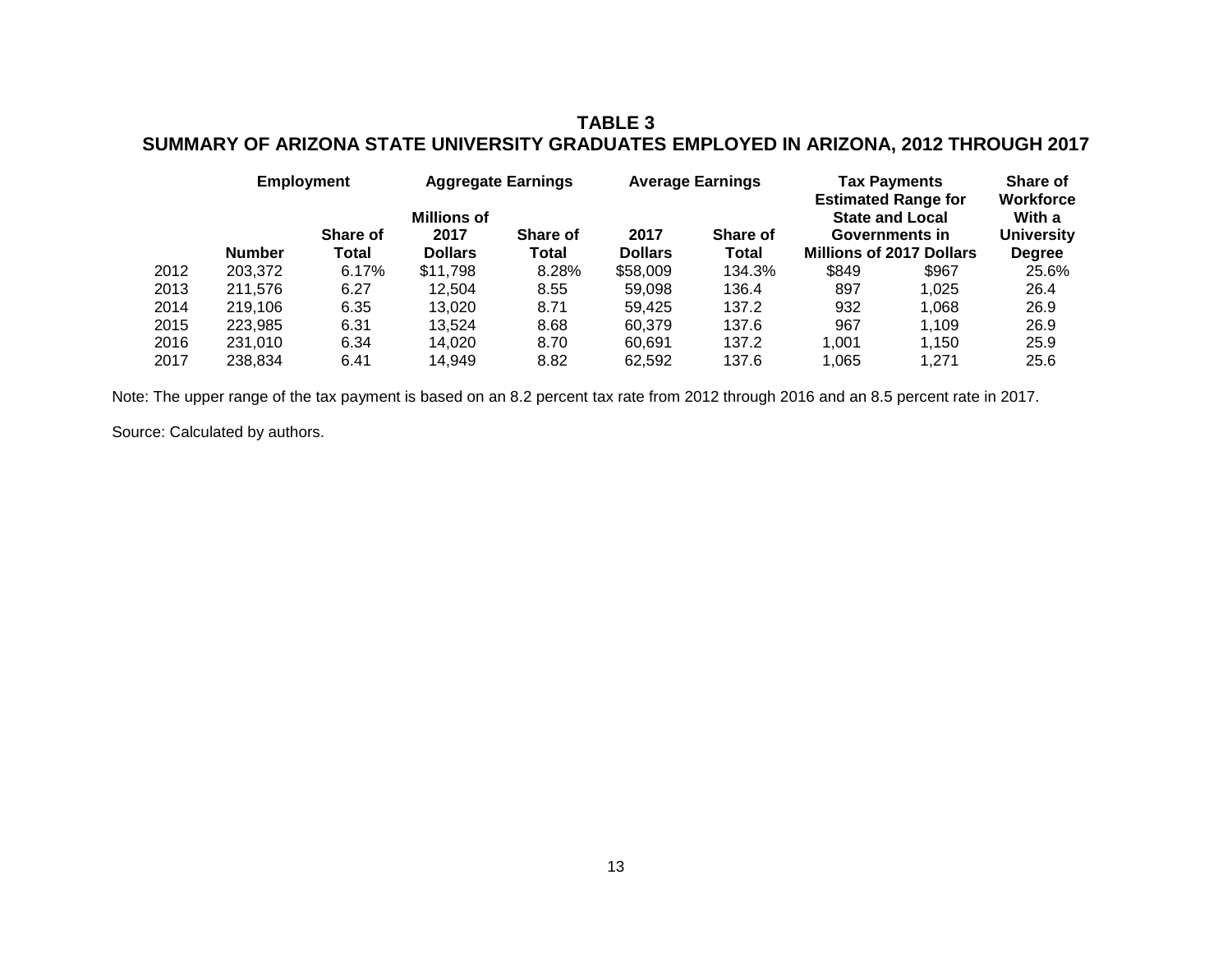**TABLE 3**
**SUMMARY OF ARIZONA STATE UNIVERSITY GRADUATES EMPLOYED IN ARIZONA, 2012 THROUGH 2017**

| | Employment | | Aggregate Earnings | | Average Earnings | | Tax Payments Estimated Range for State and Local Governments in Millions of 2017 Dollars | | Share of Workforce With a University Degree |
|---|---|---|---|---|---|---|---|---|---|
| | Number | Share of Total | Millions of 2017 Dollars | Share of Total | 2017 Dollars | Share of Total | | | |
| 2012 | 203,372 | 6.17% | $11,798 | 8.28% | $58,009 | 134.3% | $849 | $967 | 25.6% |
| 2013 | 211,576 | 6.27 | 12,504 | 8.55 | 59,098 | 136.4 | 897 | 1,025 | 26.4 |
| 2014 | 219,106 | 6.35 | 13,020 | 8.71 | 59,425 | 137.2 | 932 | 1,068 | 26.9 |
| 2015 | 223,985 | 6.31 | 13,524 | 8.68 | 60,379 | 137.6 | 967 | 1,109 | 26.9 |
| 2016 | 231,010 | 6.34 | 14,020 | 8.70 | 60,691 | 137.2 | 1,001 | 1,150 | 25.9 |
| 2017 | 238,834 | 6.41 | 14,949 | 8.82 | 62,592 | 137.6 | 1,065 | 1,271 | 25.6 |

Note: The upper range of the tax payment is based on an 8.2 percent tax rate from 2012 through 2016 and an 8.5 percent rate in 2017.

Source: Calculated by authors.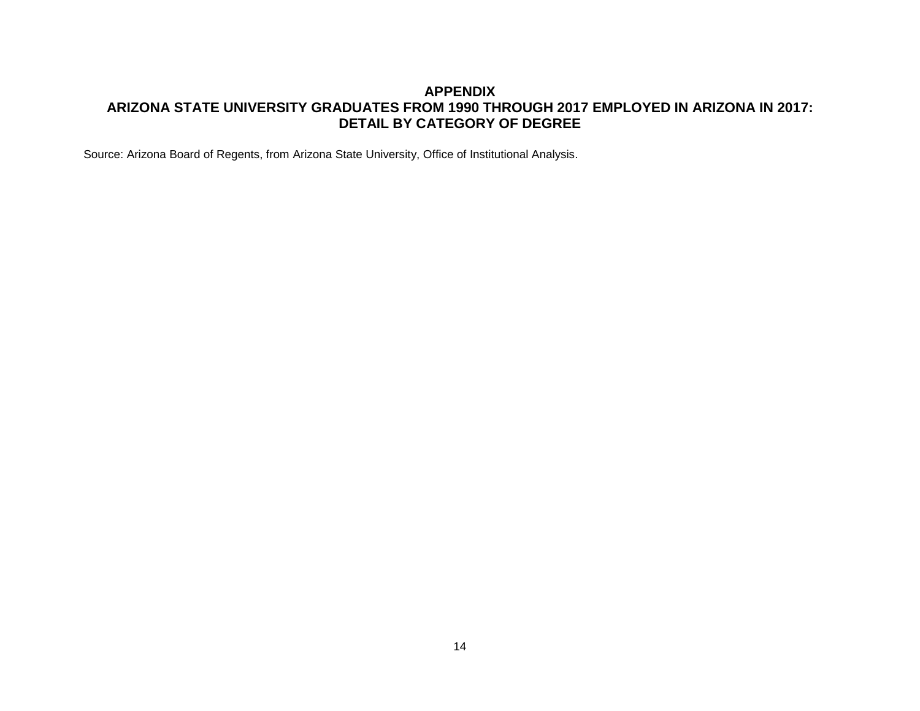## APPENDIX
## ARIZONA STATE UNIVERSITY GRADUATES FROM 1990 THROUGH 2017 EMPLOYED IN ARIZONA IN 2017: DETAIL BY CATEGORY OF DEGREE

Source: Arizona Board of Regents, from Arizona State University, Office of Institutional Analysis.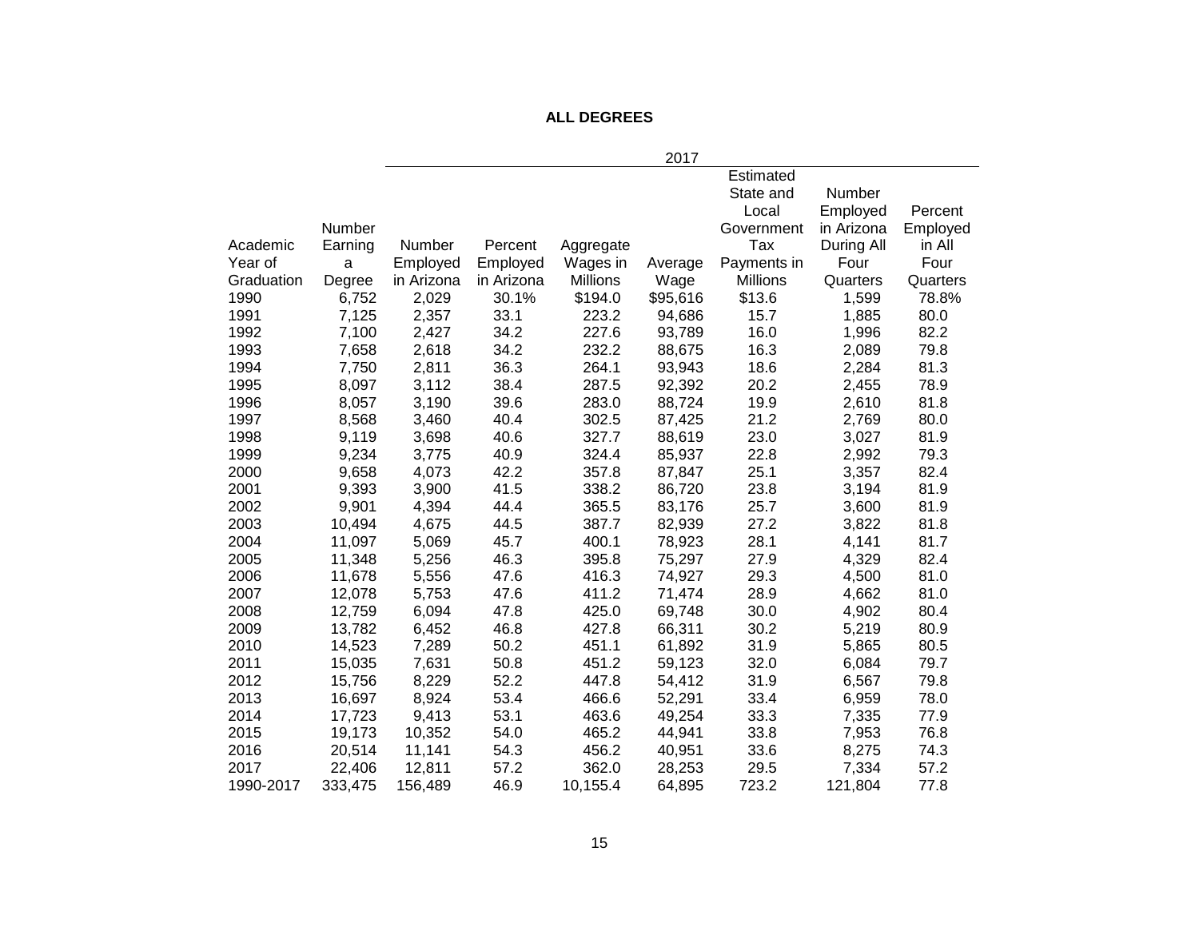**ALL DEGREES**

| Academic Year of Graduation | Number Earning a Degree | 2017 | | | | | | |
|---|---|---|---|---|---|---|---|---|
| | | Number Employed in Arizona | Percent Employed in Arizona | Aggregate Wages in Millions | Average Wage | Estimated State and Local Government Tax Payments in Millions | Number Employed in Arizona During All Four Quarters | Percent Employed in All Four Quarters |
| 1990 | 6,752 | 2,029 | 30.1% | $194.0 | $95,616 | $13.6 | 1,599 | 78.8% |
| 1991 | 7,125 | 2,357 | 33.1 | 223.2 | 94,686 | 15.7 | 1,885 | 80.0 |
| 1992 | 7,100 | 2,427 | 34.2 | 227.6 | 93,789 | 16.0 | 1,996 | 82.2 |
| 1993 | 7,658 | 2,618 | 34.2 | 232.2 | 88,675 | 16.3 | 2,089 | 79.8 |
| 1994 | 7,750 | 2,811 | 36.3 | 264.1 | 93,943 | 18.6 | 2,284 | 81.3 |
| 1995 | 8,097 | 3,112 | 38.4 | 287.5 | 92,392 | 20.2 | 2,455 | 78.9 |
| 1996 | 8,057 | 3,190 | 39.6 | 283.0 | 88,724 | 19.9 | 2,610 | 81.8 |
| 1997 | 8,568 | 3,460 | 40.4 | 302.5 | 87,425 | 21.2 | 2,769 | 80.0 |
| 1998 | 9,119 | 3,698 | 40.6 | 327.7 | 88,619 | 23.0 | 3,027 | 81.9 |
| 1999 | 9,234 | 3,775 | 40.9 | 324.4 | 85,937 | 22.8 | 2,992 | 79.3 |
| 2000 | 9,658 | 4,073 | 42.2 | 357.8 | 87,847 | 25.1 | 3,357 | 82.4 |
| 2001 | 9,393 | 3,900 | 41.5 | 338.2 | 86,720 | 23.8 | 3,194 | 81.9 |
| 2002 | 9,901 | 4,394 | 44.4 | 365.5 | 83,176 | 25.7 | 3,600 | 81.9 |
| 2003 | 10,494 | 4,675 | 44.5 | 387.7 | 82,939 | 27.2 | 3,822 | 81.8 |
| 2004 | 11,097 | 5,069 | 45.7 | 400.1 | 78,923 | 28.1 | 4,141 | 81.7 |
| 2005 | 11,348 | 5,256 | 46.3 | 395.8 | 75,297 | 27.9 | 4,329 | 82.4 |
| 2006 | 11,678 | 5,556 | 47.6 | 416.3 | 74,927 | 29.3 | 4,500 | 81.0 |
| 2007 | 12,078 | 5,753 | 47.6 | 411.2 | 71,474 | 28.9 | 4,662 | 81.0 |
| 2008 | 12,759 | 6,094 | 47.8 | 425.0 | 69,748 | 30.0 | 4,902 | 80.4 |
| 2009 | 13,782 | 6,452 | 46.8 | 427.8 | 66,311 | 30.2 | 5,219 | 80.9 |
| 2010 | 14,523 | 7,289 | 50.2 | 451.1 | 61,892 | 31.9 | 5,865 | 80.5 |
| 2011 | 15,035 | 7,631 | 50.8 | 451.2 | 59,123 | 32.0 | 6,084 | 79.7 |
| 2012 | 15,756 | 8,229 | 52.2 | 447.8 | 54,412 | 31.9 | 6,567 | 79.8 |
| 2013 | 16,697 | 8,924 | 53.4 | 466.6 | 52,291 | 33.4 | 6,959 | 78.0 |
| 2014 | 17,723 | 9,413 | 53.1 | 463.6 | 49,254 | 33.3 | 7,335 | 77.9 |
| 2015 | 19,173 | 10,352 | 54.0 | 465.2 | 44,941 | 33.8 | 7,953 | 76.8 |
| 2016 | 20,514 | 11,141 | 54.3 | 456.2 | 40,951 | 33.6 | 8,275 | 74.3 |
| 2017 | 22,406 | 12,811 | 57.2 | 362.0 | 28,253 | 29.5 | 7,334 | 57.2 |
| 1990-2017 | 333,475 | 156,489 | 46.9 | 10,155.4 | 64,895 | 723.2 | 121,804 | 77.8 |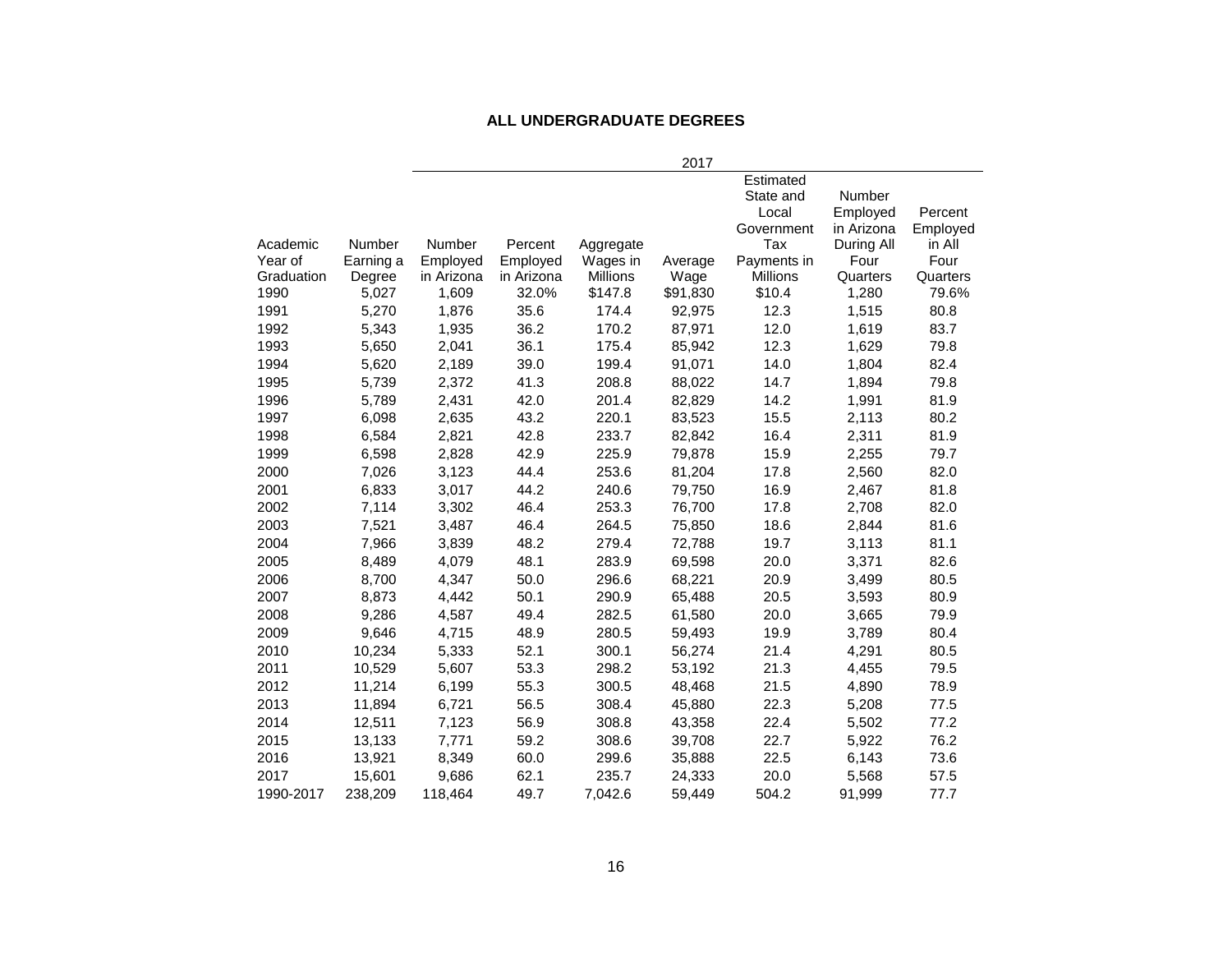**ALL UNDERGRADUATE DEGREES**

| | | 2017 | | | | | | |
|---|---|---|---|---|---|---|---|---|
| Academic Year of Graduation | Number Earning a Degree | Number Employed in Arizona | Percent Employed in Arizona | Aggregate Wages in Millions | Average Wage | Estimated State and Local Government Tax Payments in Millions | Number Employed in Arizona During All Four Quarters | Percent Employed in All Four Quarters |
| 1990 | 5,027 | 1,609 | 32.0% | $147.8 | $91,830 | $10.4 | 1,280 | 79.6% |
| 1991 | 5,270 | 1,876 | 35.6 | 174.4 | 92,975 | 12.3 | 1,515 | 80.8 |
| 1992 | 5,343 | 1,935 | 36.2 | 170.2 | 87,971 | 12.0 | 1,619 | 83.7 |
| 1993 | 5,650 | 2,041 | 36.1 | 175.4 | 85,942 | 12.3 | 1,629 | 79.8 |
| 1994 | 5,620 | 2,189 | 39.0 | 199.4 | 91,071 | 14.0 | 1,804 | 82.4 |
| 1995 | 5,739 | 2,372 | 41.3 | 208.8 | 88,022 | 14.7 | 1,894 | 79.8 |
| 1996 | 5,789 | 2,431 | 42.0 | 201.4 | 82,829 | 14.2 | 1,991 | 81.9 |
| 1997 | 6,098 | 2,635 | 43.2 | 220.1 | 83,523 | 15.5 | 2,113 | 80.2 |
| 1998 | 6,584 | 2,821 | 42.8 | 233.7 | 82,842 | 16.4 | 2,311 | 81.9 |
| 1999 | 6,598 | 2,828 | 42.9 | 225.9 | 79,878 | 15.9 | 2,255 | 79.7 |
| 2000 | 7,026 | 3,123 | 44.4 | 253.6 | 81,204 | 17.8 | 2,560 | 82.0 |
| 2001 | 6,833 | 3,017 | 44.2 | 240.6 | 79,750 | 16.9 | 2,467 | 81.8 |
| 2002 | 7,114 | 3,302 | 46.4 | 253.3 | 76,700 | 17.8 | 2,708 | 82.0 |
| 2003 | 7,521 | 3,487 | 46.4 | 264.5 | 75,850 | 18.6 | 2,844 | 81.6 |
| 2004 | 7,966 | 3,839 | 48.2 | 279.4 | 72,788 | 19.7 | 3,113 | 81.1 |
| 2005 | 8,489 | 4,079 | 48.1 | 283.9 | 69,598 | 20.0 | 3,371 | 82.6 |
| 2006 | 8,700 | 4,347 | 50.0 | 296.6 | 68,221 | 20.9 | 3,499 | 80.5 |
| 2007 | 8,873 | 4,442 | 50.1 | 290.9 | 65,488 | 20.5 | 3,593 | 80.9 |
| 2008 | 9,286 | 4,587 | 49.4 | 282.5 | 61,580 | 20.0 | 3,665 | 79.9 |
| 2009 | 9,646 | 4,715 | 48.9 | 280.5 | 59,493 | 19.9 | 3,789 | 80.4 |
| 2010 | 10,234 | 5,333 | 52.1 | 300.1 | 56,274 | 21.4 | 4,291 | 80.5 |
| 2011 | 10,529 | 5,607 | 53.3 | 298.2 | 53,192 | 21.3 | 4,455 | 79.5 |
| 2012 | 11,214 | 6,199 | 55.3 | 300.5 | 48,468 | 21.5 | 4,890 | 78.9 |
| 2013 | 11,894 | 6,721 | 56.5 | 308.4 | 45,880 | 22.3 | 5,208 | 77.5 |
| 2014 | 12,511 | 7,123 | 56.9 | 308.8 | 43,358 | 22.4 | 5,502 | 77.2 |
| 2015 | 13,133 | 7,771 | 59.2 | 308.6 | 39,708 | 22.7 | 5,922 | 76.2 |
| 2016 | 13,921 | 8,349 | 60.0 | 299.6 | 35,888 | 22.5 | 6,143 | 73.6 |
| 2017 | 15,601 | 9,686 | 62.1 | 235.7 | 24,333 | 20.0 | 5,568 | 57.5 |
| 1990-2017 | 238,209 | 118,464 | 49.7 | 7,042.6 | 59,449 | 504.2 | 91,999 | 77.7 |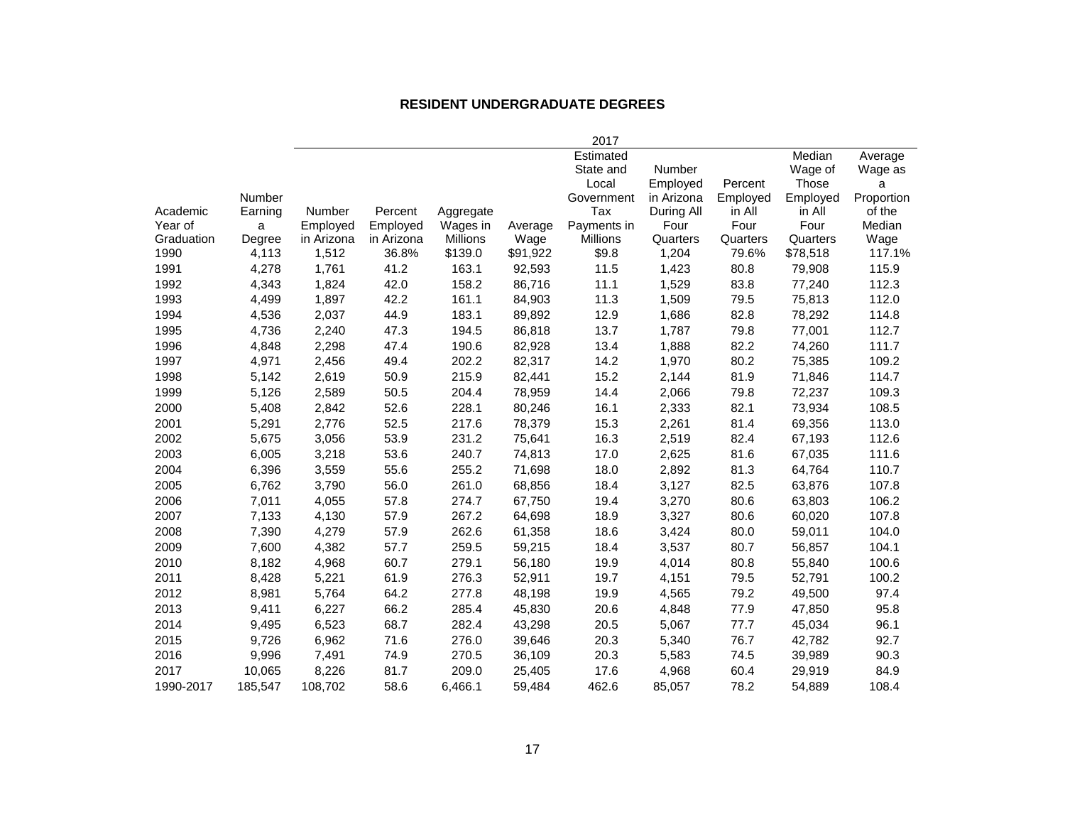## RESIDENT UNDERGRADUATE DEGREES

| | | 2017 | | | | | | | | |
|---|---|---|---|---|---|---|---|---|---|---|
| Academic Year of Graduation | Number Earning a Degree | Number Employed in Arizona | Percent Employed in Arizona | Aggregate Wages in Millions | Average Wage | Estimated State and Local Government Tax Payments in Millions | Number Employed in Arizona During All Four Quarters | Percent Employed in All Four Quarters | Median Wage of Those Employed in All Four Quarters | Average Wage as a Proportion of the Median Wage |
| 1990 | 4,113 | 1,512 | 36.8% | $139.0 | $91,922 | $9.8 | 1,204 | 79.6% | $78,518 | 117.1% |
| 1991 | 4,278 | 1,761 | 41.2 | 163.1 | 92,593 | 11.5 | 1,423 | 80.8 | 79,908 | 115.9 |
| 1992 | 4,343 | 1,824 | 42.0 | 158.2 | 86,716 | 11.1 | 1,529 | 83.8 | 77,240 | 112.3 |
| 1993 | 4,499 | 1,897 | 42.2 | 161.1 | 84,903 | 11.3 | 1,509 | 79.5 | 75,813 | 112.0 |
| 1994 | 4,536 | 2,037 | 44.9 | 183.1 | 89,892 | 12.9 | 1,686 | 82.8 | 78,292 | 114.8 |
| 1995 | 4,736 | 2,240 | 47.3 | 194.5 | 86,818 | 13.7 | 1,787 | 79.8 | 77,001 | 112.7 |
| 1996 | 4,848 | 2,298 | 47.4 | 190.6 | 82,928 | 13.4 | 1,888 | 82.2 | 74,260 | 111.7 |
| 1997 | 4,971 | 2,456 | 49.4 | 202.2 | 82,317 | 14.2 | 1,970 | 80.2 | 75,385 | 109.2 |
| 1998 | 5,142 | 2,619 | 50.9 | 215.9 | 82,441 | 15.2 | 2,144 | 81.9 | 71,846 | 114.7 |
| 1999 | 5,126 | 2,589 | 50.5 | 204.4 | 78,959 | 14.4 | 2,066 | 79.8 | 72,237 | 109.3 |
| 2000 | 5,408 | 2,842 | 52.6 | 228.1 | 80,246 | 16.1 | 2,333 | 82.1 | 73,934 | 108.5 |
| 2001 | 5,291 | 2,776 | 52.5 | 217.6 | 78,379 | 15.3 | 2,261 | 81.4 | 69,356 | 113.0 |
| 2002 | 5,675 | 3,056 | 53.9 | 231.2 | 75,641 | 16.3 | 2,519 | 82.4 | 67,193 | 112.6 |
| 2003 | 6,005 | 3,218 | 53.6 | 240.7 | 74,813 | 17.0 | 2,625 | 81.6 | 67,035 | 111.6 |
| 2004 | 6,396 | 3,559 | 55.6 | 255.2 | 71,698 | 18.0 | 2,892 | 81.3 | 64,764 | 110.7 |
| 2005 | 6,762 | 3,790 | 56.0 | 261.0 | 68,856 | 18.4 | 3,127 | 82.5 | 63,876 | 107.8 |
| 2006 | 7,011 | 4,055 | 57.8 | 274.7 | 67,750 | 19.4 | 3,270 | 80.6 | 63,803 | 106.2 |
| 2007 | 7,133 | 4,130 | 57.9 | 267.2 | 64,698 | 18.9 | 3,327 | 80.6 | 60,020 | 107.8 |
| 2008 | 7,390 | 4,279 | 57.9 | 262.6 | 61,358 | 18.6 | 3,424 | 80.0 | 59,011 | 104.0 |
| 2009 | 7,600 | 4,382 | 57.7 | 259.5 | 59,215 | 18.4 | 3,537 | 80.7 | 56,857 | 104.1 |
| 2010 | 8,182 | 4,968 | 60.7 | 279.1 | 56,180 | 19.9 | 4,014 | 80.8 | 55,840 | 100.6 |
| 2011 | 8,428 | 5,221 | 61.9 | 276.3 | 52,911 | 19.7 | 4,151 | 79.5 | 52,791 | 100.2 |
| 2012 | 8,981 | 5,764 | 64.2 | 277.8 | 48,198 | 19.9 | 4,565 | 79.2 | 49,500 | 97.4 |
| 2013 | 9,411 | 6,227 | 66.2 | 285.4 | 45,830 | 20.6 | 4,848 | 77.9 | 47,850 | 95.8 |
| 2014 | 9,495 | 6,523 | 68.7 | 282.4 | 43,298 | 20.5 | 5,067 | 77.7 | 45,034 | 96.1 |
| 2015 | 9,726 | 6,962 | 71.6 | 276.0 | 39,646 | 20.3 | 5,340 | 76.7 | 42,782 | 92.7 |
| 2016 | 9,996 | 7,491 | 74.9 | 270.5 | 36,109 | 20.3 | 5,583 | 74.5 | 39,989 | 90.3 |
| 2017 | 10,065 | 8,226 | 81.7 | 209.0 | 25,405 | 17.6 | 4,968 | 60.4 | 29,919 | 84.9 |
| 1990-2017 | 185,547 | 108,702 | 58.6 | 6,466.1 | 59,484 | 462.6 | 85,057 | 78.2 | 54,889 | 108.4 |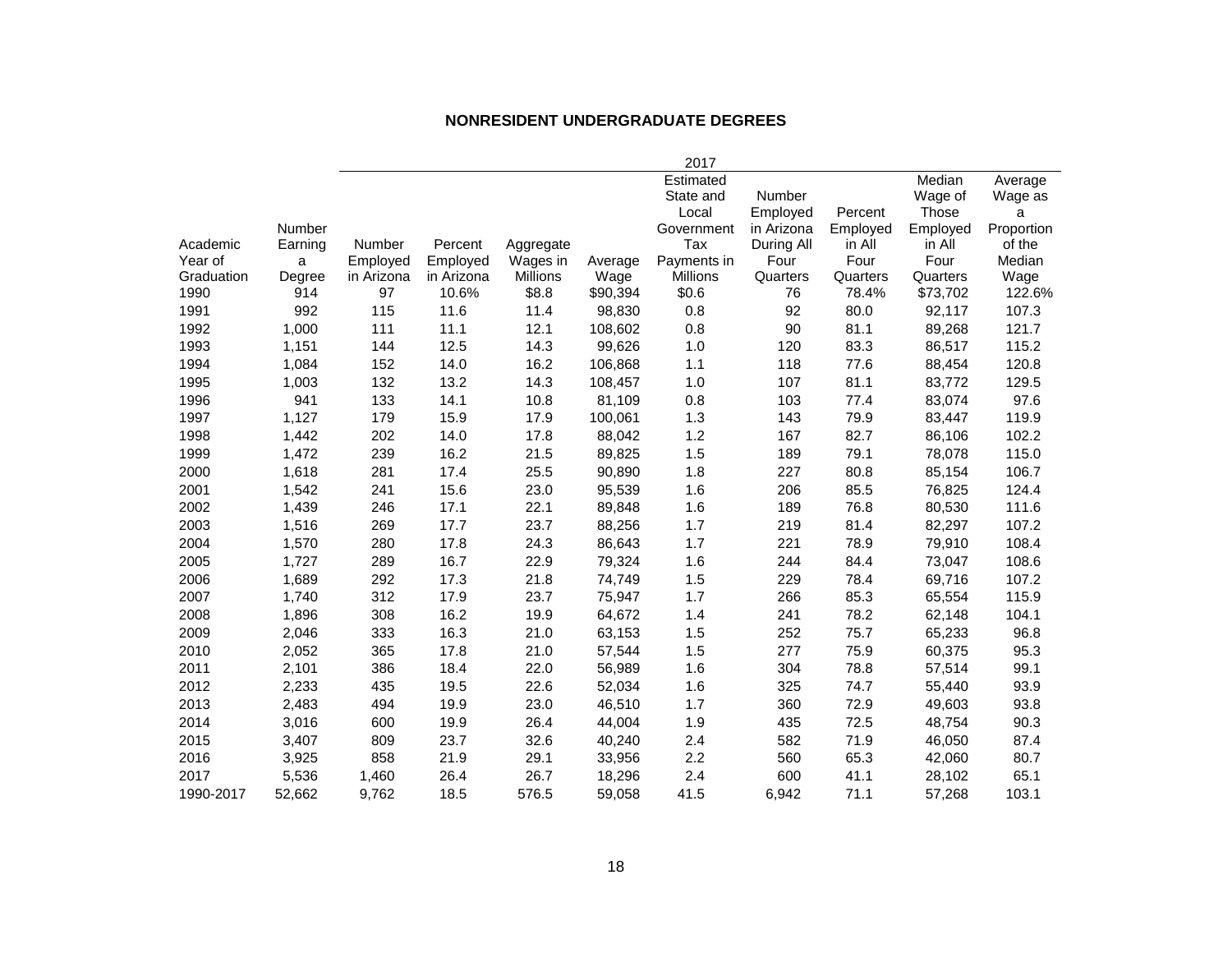## NONRESIDENT UNDERGRADUATE DEGREES

| | | 2017 | | | | | | | | |
|---|---|---|---|---|---|---|---|---|---|---|
| Academic Year of Graduation | Number Earning a Degree | Number Employed in Arizona | Percent Employed in Arizona | Aggregate Wages in Millions | Average Wage | Estimated State and Local Government Tax Payments in Millions | Number Employed in Arizona During All Four Quarters | Percent Employed in All Four Quarters | Median Wage of Those Employed in All Four Quarters | Average Wage as a Proportion of the Median Wage |
| 1990 | 914 | 97 | 10.6% | $8.8 | $90,394 | $0.6 | 76 | 78.4% | $73,702 | 122.6% |
| 1991 | 992 | 115 | 11.6 | 11.4 | 98,830 | 0.8 | 92 | 80.0 | 92,117 | 107.3 |
| 1992 | 1,000 | 111 | 11.1 | 12.1 | 108,602 | 0.8 | 90 | 81.1 | 89,268 | 121.7 |
| 1993 | 1,151 | 144 | 12.5 | 14.3 | 99,626 | 1.0 | 120 | 83.3 | 86,517 | 115.2 |
| 1994 | 1,084 | 152 | 14.0 | 16.2 | 106,868 | 1.1 | 118 | 77.6 | 88,454 | 120.8 |
| 1995 | 1,003 | 132 | 13.2 | 14.3 | 108,457 | 1.0 | 107 | 81.1 | 83,772 | 129.5 |
| 1996 | 941 | 133 | 14.1 | 10.8 | 81,109 | 0.8 | 103 | 77.4 | 83,074 | 97.6 |
| 1997 | 1,127 | 179 | 15.9 | 17.9 | 100,061 | 1.3 | 143 | 79.9 | 83,447 | 119.9 |
| 1998 | 1,442 | 202 | 14.0 | 17.8 | 88,042 | 1.2 | 167 | 82.7 | 86,106 | 102.2 |
| 1999 | 1,472 | 239 | 16.2 | 21.5 | 89,825 | 1.5 | 189 | 79.1 | 78,078 | 115.0 |
| 2000 | 1,618 | 281 | 17.4 | 25.5 | 90,890 | 1.8 | 227 | 80.8 | 85,154 | 106.7 |
| 2001 | 1,542 | 241 | 15.6 | 23.0 | 95,539 | 1.6 | 206 | 85.5 | 76,825 | 124.4 |
| 2002 | 1,439 | 246 | 17.1 | 22.1 | 89,848 | 1.6 | 189 | 76.8 | 80,530 | 111.6 |
| 2003 | 1,516 | 269 | 17.7 | 23.7 | 88,256 | 1.7 | 219 | 81.4 | 82,297 | 107.2 |
| 2004 | 1,570 | 280 | 17.8 | 24.3 | 86,643 | 1.7 | 221 | 78.9 | 79,910 | 108.4 |
| 2005 | 1,727 | 289 | 16.7 | 22.9 | 79,324 | 1.6 | 244 | 84.4 | 73,047 | 108.6 |
| 2006 | 1,689 | 292 | 17.3 | 21.8 | 74,749 | 1.5 | 229 | 78.4 | 69,716 | 107.2 |
| 2007 | 1,740 | 312 | 17.9 | 23.7 | 75,947 | 1.7 | 266 | 85.3 | 65,554 | 115.9 |
| 2008 | 1,896 | 308 | 16.2 | 19.9 | 64,672 | 1.4 | 241 | 78.2 | 62,148 | 104.1 |
| 2009 | 2,046 | 333 | 16.3 | 21.0 | 63,153 | 1.5 | 252 | 75.7 | 65,233 | 96.8 |
| 2010 | 2,052 | 365 | 17.8 | 21.0 | 57,544 | 1.5 | 277 | 75.9 | 60,375 | 95.3 |
| 2011 | 2,101 | 386 | 18.4 | 22.0 | 56,989 | 1.6 | 304 | 78.8 | 57,514 | 99.1 |
| 2012 | 2,233 | 435 | 19.5 | 22.6 | 52,034 | 1.6 | 325 | 74.7 | 55,440 | 93.9 |
| 2013 | 2,483 | 494 | 19.9 | 23.0 | 46,510 | 1.7 | 360 | 72.9 | 49,603 | 93.8 |
| 2014 | 3,016 | 600 | 19.9 | 26.4 | 44,004 | 1.9 | 435 | 72.5 | 48,754 | 90.3 |
| 2015 | 3,407 | 809 | 23.7 | 32.6 | 40,240 | 2.4 | 582 | 71.9 | 46,050 | 87.4 |
| 2016 | 3,925 | 858 | 21.9 | 29.1 | 33,956 | 2.2 | 560 | 65.3 | 42,060 | 80.7 |
| 2017 | 5,536 | 1,460 | 26.4 | 26.7 | 18,296 | 2.4 | 600 | 41.1 | 28,102 | 65.1 |
| 1990-2017 | 52,662 | 9,762 | 18.5 | 576.5 | 59,058 | 41.5 | 6,942 | 71.1 | 57,268 | 103.1 |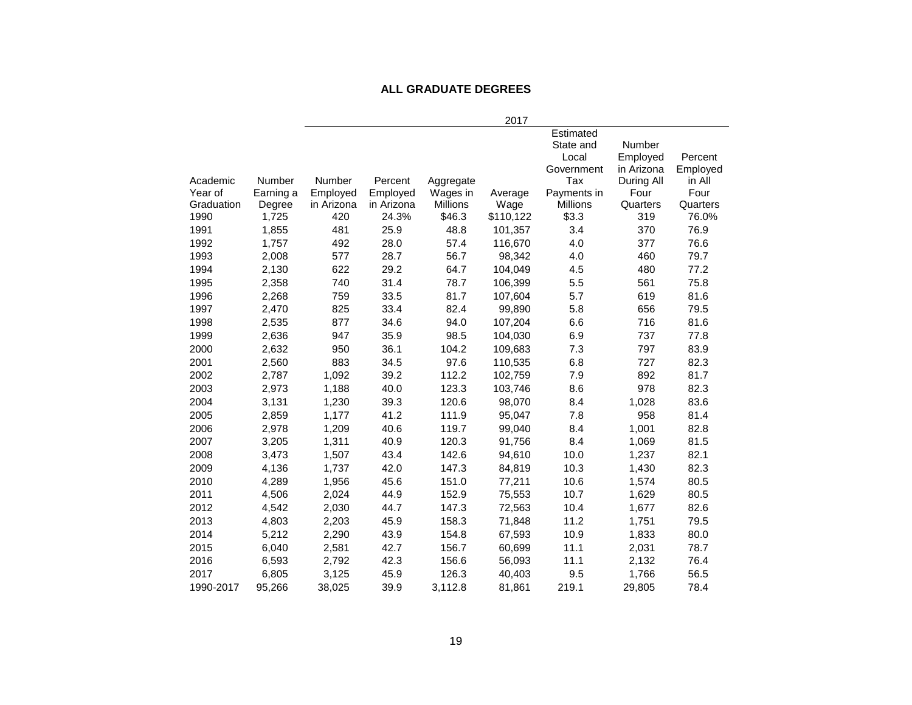## ALL GRADUATE DEGREES

| | | 2017 | | | | | | |
|---|---|---|---|---|---|---|---|---|
| Academic Year of Graduation | Number Earning a Degree | Number Employed in Arizona | Percent Employed in Arizona | Aggregate Wages in Millions | Average Wage | Estimated State and Local Government Tax Payments in Millions | Number Employed in Arizona During All Four Quarters | Percent Employed in All Four Quarters |
| 1990 | 1,725 | 420 | 24.3% | $46.3 | $110,122 | $3.3 | 319 | 76.0% |
| 1991 | 1,855 | 481 | 25.9 | 48.8 | 101,357 | 3.4 | 370 | 76.9 |
| 1992 | 1,757 | 492 | 28.0 | 57.4 | 116,670 | 4.0 | 377 | 76.6 |
| 1993 | 2,008 | 577 | 28.7 | 56.7 | 98,342 | 4.0 | 460 | 79.7 |
| 1994 | 2,130 | 622 | 29.2 | 64.7 | 104,049 | 4.5 | 480 | 77.2 |
| 1995 | 2,358 | 740 | 31.4 | 78.7 | 106,399 | 5.5 | 561 | 75.8 |
| 1996 | 2,268 | 759 | 33.5 | 81.7 | 107,604 | 5.7 | 619 | 81.6 |
| 1997 | 2,470 | 825 | 33.4 | 82.4 | 99,890 | 5.8 | 656 | 79.5 |
| 1998 | 2,535 | 877 | 34.6 | 94.0 | 107,204 | 6.6 | 716 | 81.6 |
| 1999 | 2,636 | 947 | 35.9 | 98.5 | 104,030 | 6.9 | 737 | 77.8 |
| 2000 | 2,632 | 950 | 36.1 | 104.2 | 109,683 | 7.3 | 797 | 83.9 |
| 2001 | 2,560 | 883 | 34.5 | 97.6 | 110,535 | 6.8 | 727 | 82.3 |
| 2002 | 2,787 | 1,092 | 39.2 | 112.2 | 102,759 | 7.9 | 892 | 81.7 |
| 2003 | 2,973 | 1,188 | 40.0 | 123.3 | 103,746 | 8.6 | 978 | 82.3 |
| 2004 | 3,131 | 1,230 | 39.3 | 120.6 | 98,070 | 8.4 | 1,028 | 83.6 |
| 2005 | 2,859 | 1,177 | 41.2 | 111.9 | 95,047 | 7.8 | 958 | 81.4 |
| 2006 | 2,978 | 1,209 | 40.6 | 119.7 | 99,040 | 8.4 | 1,001 | 82.8 |
| 2007 | 3,205 | 1,311 | 40.9 | 120.3 | 91,756 | 8.4 | 1,069 | 81.5 |
| 2008 | 3,473 | 1,507 | 43.4 | 142.6 | 94,610 | 10.0 | 1,237 | 82.1 |
| 2009 | 4,136 | 1,737 | 42.0 | 147.3 | 84,819 | 10.3 | 1,430 | 82.3 |
| 2010 | 4,289 | 1,956 | 45.6 | 151.0 | 77,211 | 10.6 | 1,574 | 80.5 |
| 2011 | 4,506 | 2,024 | 44.9 | 152.9 | 75,553 | 10.7 | 1,629 | 80.5 |
| 2012 | 4,542 | 2,030 | 44.7 | 147.3 | 72,563 | 10.4 | 1,677 | 82.6 |
| 2013 | 4,803 | 2,203 | 45.9 | 158.3 | 71,848 | 11.2 | 1,751 | 79.5 |
| 2014 | 5,212 | 2,290 | 43.9 | 154.8 | 67,593 | 10.9 | 1,833 | 80.0 |
| 2015 | 6,040 | 2,581 | 42.7 | 156.7 | 60,699 | 11.1 | 2,031 | 78.7 |
| 2016 | 6,593 | 2,792 | 42.3 | 156.6 | 56,093 | 11.1 | 2,132 | 76.4 |
| 2017 | 6,805 | 3,125 | 45.9 | 126.3 | 40,403 | 9.5 | 1,766 | 56.5 |
| 1990-2017 | 95,266 | 38,025 | 39.9 | 3,112.8 | 81,861 | 219.1 | 29,805 | 78.4 |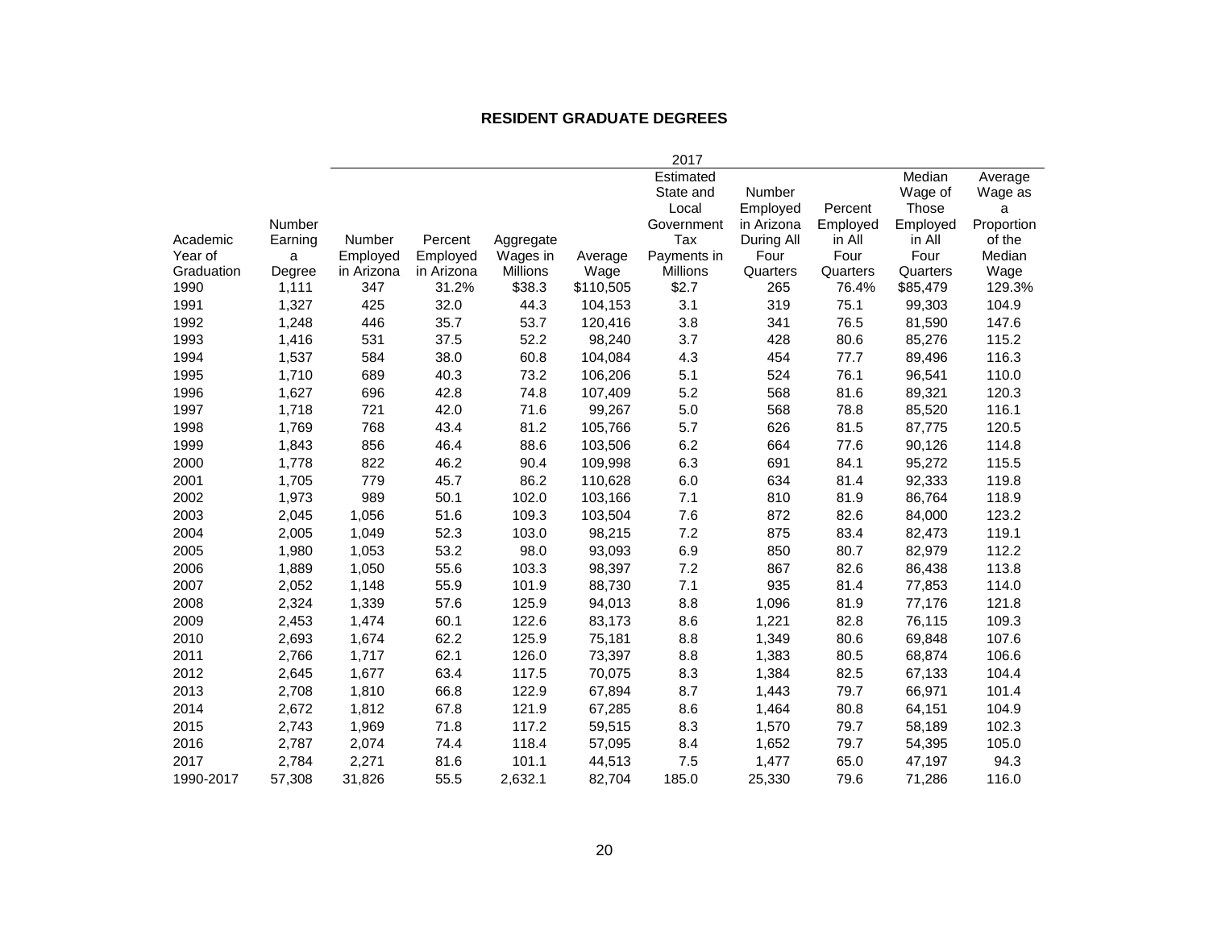## RESIDENT GRADUATE DEGREES

| | | 2017 | | | | | | | | |
|---|---|---|---|---|---|---|---|---|---|---|
| Academic Year of Graduation | Number Earning a Degree | Number Employed in Arizona | Percent Employed in Arizona | Aggregate Wages in Millions | Average Wage | Estimated State and Local Government Tax Payments in Millions | Number Employed in Arizona During All Four Quarters | Percent Employed in All Four Quarters | Median Wage of Those Employed in All Four Quarters | Average Wage as a Proportion of the Median Wage |
| 1990 | 1,111 | 347 | 31.2% | $38.3 | $110,505 | $2.7 | 265 | 76.4% | $85,479 | 129.3% |
| 1991 | 1,327 | 425 | 32.0 | 44.3 | 104,153 | 3.1 | 319 | 75.1 | 99,303 | 104.9 |
| 1992 | 1,248 | 446 | 35.7 | 53.7 | 120,416 | 3.8 | 341 | 76.5 | 81,590 | 147.6 |
| 1993 | 1,416 | 531 | 37.5 | 52.2 | 98,240 | 3.7 | 428 | 80.6 | 85,276 | 115.2 |
| 1994 | 1,537 | 584 | 38.0 | 60.8 | 104,084 | 4.3 | 454 | 77.7 | 89,496 | 116.3 |
| 1995 | 1,710 | 689 | 40.3 | 73.2 | 106,206 | 5.1 | 524 | 76.1 | 96,541 | 110.0 |
| 1996 | 1,627 | 696 | 42.8 | 74.8 | 107,409 | 5.2 | 568 | 81.6 | 89,321 | 120.3 |
| 1997 | 1,718 | 721 | 42.0 | 71.6 | 99,267 | 5.0 | 568 | 78.8 | 85,520 | 116.1 |
| 1998 | 1,769 | 768 | 43.4 | 81.2 | 105,766 | 5.7 | 626 | 81.5 | 87,775 | 120.5 |
| 1999 | 1,843 | 856 | 46.4 | 88.6 | 103,506 | 6.2 | 664 | 77.6 | 90,126 | 114.8 |
| 2000 | 1,778 | 822 | 46.2 | 90.4 | 109,998 | 6.3 | 691 | 84.1 | 95,272 | 115.5 |
| 2001 | 1,705 | 779 | 45.7 | 86.2 | 110,628 | 6.0 | 634 | 81.4 | 92,333 | 119.8 |
| 2002 | 1,973 | 989 | 50.1 | 102.0 | 103,166 | 7.1 | 810 | 81.9 | 86,764 | 118.9 |
| 2003 | 2,045 | 1,056 | 51.6 | 109.3 | 103,504 | 7.6 | 872 | 82.6 | 84,000 | 123.2 |
| 2004 | 2,005 | 1,049 | 52.3 | 103.0 | 98,215 | 7.2 | 875 | 83.4 | 82,473 | 119.1 |
| 2005 | 1,980 | 1,053 | 53.2 | 98.0 | 93,093 | 6.9 | 850 | 80.7 | 82,979 | 112.2 |
| 2006 | 1,889 | 1,050 | 55.6 | 103.3 | 98,397 | 7.2 | 867 | 82.6 | 86,438 | 113.8 |
| 2007 | 2,052 | 1,148 | 55.9 | 101.9 | 88,730 | 7.1 | 935 | 81.4 | 77,853 | 114.0 |
| 2008 | 2,324 | 1,339 | 57.6 | 125.9 | 94,013 | 8.8 | 1,096 | 81.9 | 77,176 | 121.8 |
| 2009 | 2,453 | 1,474 | 60.1 | 122.6 | 83,173 | 8.6 | 1,221 | 82.8 | 76,115 | 109.3 |
| 2010 | 2,693 | 1,674 | 62.2 | 125.9 | 75,181 | 8.8 | 1,349 | 80.6 | 69,848 | 107.6 |
| 2011 | 2,766 | 1,717 | 62.1 | 126.0 | 73,397 | 8.8 | 1,383 | 80.5 | 68,874 | 106.6 |
| 2012 | 2,645 | 1,677 | 63.4 | 117.5 | 70,075 | 8.3 | 1,384 | 82.5 | 67,133 | 104.4 |
| 2013 | 2,708 | 1,810 | 66.8 | 122.9 | 67,894 | 8.7 | 1,443 | 79.7 | 66,971 | 101.4 |
| 2014 | 2,672 | 1,812 | 67.8 | 121.9 | 67,285 | 8.6 | 1,464 | 80.8 | 64,151 | 104.9 |
| 2015 | 2,743 | 1,969 | 71.8 | 117.2 | 59,515 | 8.3 | 1,570 | 79.7 | 58,189 | 102.3 |
| 2016 | 2,787 | 2,074 | 74.4 | 118.4 | 57,095 | 8.4 | 1,652 | 79.7 | 54,395 | 105.0 |
| 2017 | 2,784 | 2,271 | 81.6 | 101.1 | 44,513 | 7.5 | 1,477 | 65.0 | 47,197 | 94.3 |
| 1990-2017 | 57,308 | 31,826 | 55.5 | 2,632.1 | 82,704 | 185.0 | 25,330 | 79.6 | 71,286 | 116.0 |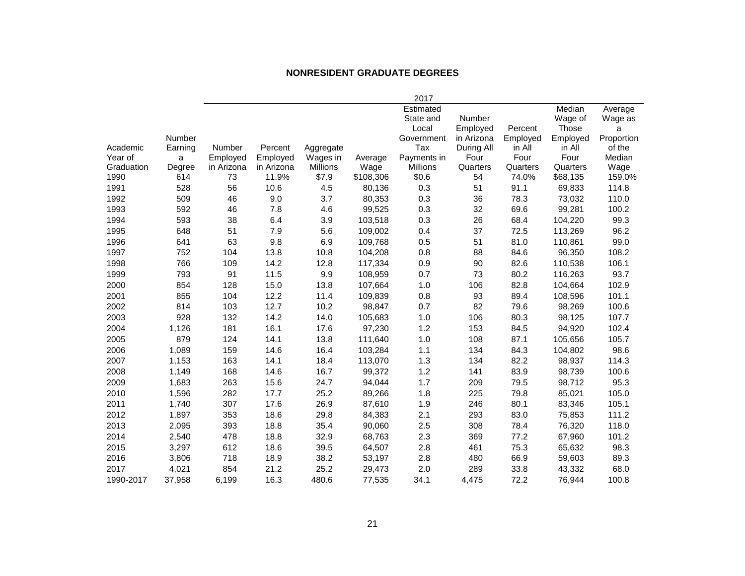## NONRESIDENT GRADUATE DEGREES

| Academic Year of Graduation | Number Earning a Degree | 2017 | | | | | | | | |
|---|---|---|---|---|---|---|---|---|---|---|
| | | Number Employed in Arizona | Percent Employed in Arizona | Aggregate Wages in Millions | Average Wage | Estimated State and Local Government Tax Payments in Millions | Number Employed in Arizona During All Four Quarters | Percent Employed in All Four Quarters | Median Wage of Those Employed in All Four Quarters | Average Wage as a Proportion of the Median Wage |
| 1990 | 614 | 73 | 11.9% | $7.9 | $108,306 | $0.6 | 54 | 74.0% | $68,135 | 159.0% |
| 1991 | 528 | 56 | 10.6 | 4.5 | 80,136 | 0.3 | 51 | 91.1 | 69,833 | 114.8 |
| 1992 | 509 | 46 | 9.0 | 3.7 | 80,353 | 0.3 | 36 | 78.3 | 73,032 | 110.0 |
| 1993 | 592 | 46 | 7.8 | 4.6 | 99,525 | 0.3 | 32 | 69.6 | 99,281 | 100.2 |
| 1994 | 593 | 38 | 6.4 | 3.9 | 103,518 | 0.3 | 26 | 68.4 | 104,220 | 99.3 |
| 1995 | 648 | 51 | 7.9 | 5.6 | 109,002 | 0.4 | 37 | 72.5 | 113,269 | 96.2 |
| 1996 | 641 | 63 | 9.8 | 6.9 | 109,768 | 0.5 | 51 | 81.0 | 110,861 | 99.0 |
| 1997 | 752 | 104 | 13.8 | 10.8 | 104,208 | 0.8 | 88 | 84.6 | 96,350 | 108.2 |
| 1998 | 766 | 109 | 14.2 | 12.8 | 117,334 | 0.9 | 90 | 82.6 | 110,538 | 106.1 |
| 1999 | 793 | 91 | 11.5 | 9.9 | 108,959 | 0.7 | 73 | 80.2 | 116,263 | 93.7 |
| 2000 | 854 | 128 | 15.0 | 13.8 | 107,664 | 1.0 | 106 | 82.8 | 104,664 | 102.9 |
| 2001 | 855 | 104 | 12.2 | 11.4 | 109,839 | 0.8 | 93 | 89.4 | 108,596 | 101.1 |
| 2002 | 814 | 103 | 12.7 | 10.2 | 98,847 | 0.7 | 82 | 79.6 | 98,269 | 100.6 |
| 2003 | 928 | 132 | 14.2 | 14.0 | 105,683 | 1.0 | 106 | 80.3 | 98,125 | 107.7 |
| 2004 | 1,126 | 181 | 16.1 | 17.6 | 97,230 | 1.2 | 153 | 84.5 | 94,920 | 102.4 |
| 2005 | 879 | 124 | 14.1 | 13.8 | 111,640 | 1.0 | 108 | 87.1 | 105,656 | 105.7 |
| 2006 | 1,089 | 159 | 14.6 | 16.4 | 103,284 | 1.1 | 134 | 84.3 | 104,802 | 98.6 |
| 2007 | 1,153 | 163 | 14.1 | 18.4 | 113,070 | 1.3 | 134 | 82.2 | 98,937 | 114.3 |
| 2008 | 1,149 | 168 | 14.6 | 16.7 | 99,372 | 1.2 | 141 | 83.9 | 98,739 | 100.6 |
| 2009 | 1,683 | 263 | 15.6 | 24.7 | 94,044 | 1.7 | 209 | 79.5 | 98,712 | 95.3 |
| 2010 | 1,596 | 282 | 17.7 | 25.2 | 89,266 | 1.8 | 225 | 79.8 | 85,021 | 105.0 |
| 2011 | 1,740 | 307 | 17.6 | 26.9 | 87,610 | 1.9 | 246 | 80.1 | 83,346 | 105.1 |
| 2012 | 1,897 | 353 | 18.6 | 29.8 | 84,383 | 2.1 | 293 | 83.0 | 75,853 | 111.2 |
| 2013 | 2,095 | 393 | 18.8 | 35.4 | 90,060 | 2.5 | 308 | 78.4 | 76,320 | 118.0 |
| 2014 | 2,540 | 478 | 18.8 | 32.9 | 68,763 | 2.3 | 369 | 77.2 | 67,960 | 101.2 |
| 2015 | 3,297 | 612 | 18.6 | 39.5 | 64,507 | 2.8 | 461 | 75.3 | 65,632 | 98.3 |
| 2016 | 3,806 | 718 | 18.9 | 38.2 | 53,197 | 2.8 | 480 | 66.9 | 59,603 | 89.3 |
| 2017 | 4,021 | 854 | 21.2 | 25.2 | 29,473 | 2.0 | 289 | 33.8 | 43,332 | 68.0 |
| 1990-2017 | 37,958 | 6,199 | 16.3 | 480.6 | 77,535 | 34.1 | 4,475 | 72.2 | 76,944 | 100.8 |